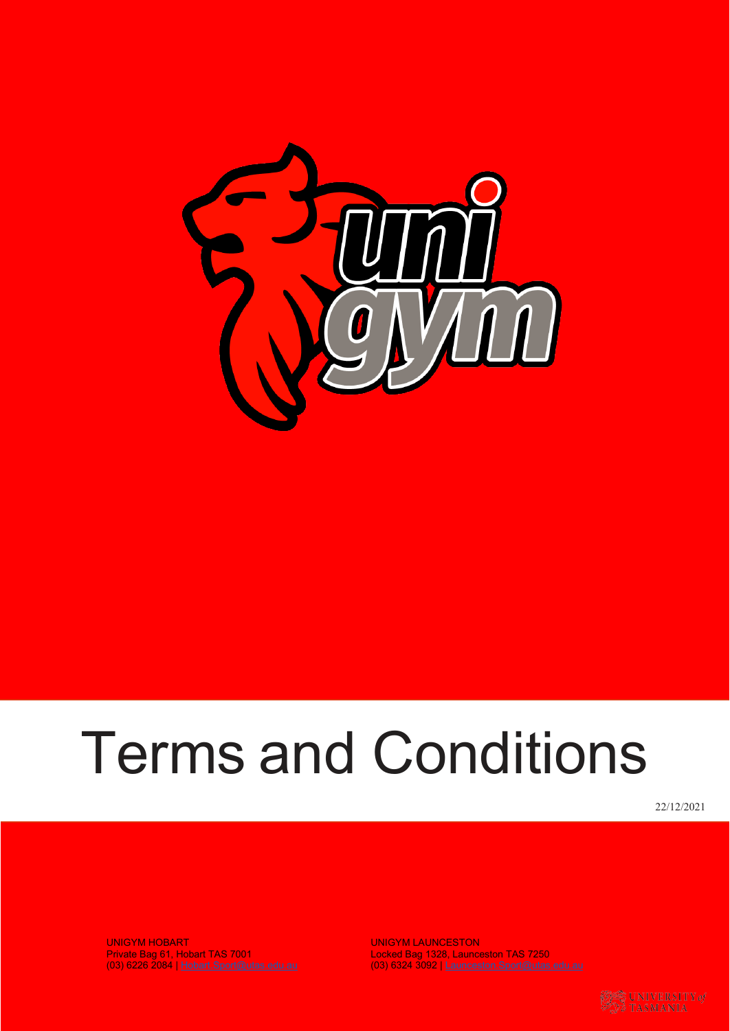# Terms and Conditions

22/12/2021

UNIGYM HOBART
Private Bag 61, Hobart TAS 7001
(03) 6226 2084 | Hobart.Sport@utas.edu.au

UNIGYM LAUNCESTON
Locked Bag 1328, Launceston TAS 7250
(03) 6324 3092 | Launceston.Sport@utas.edu.au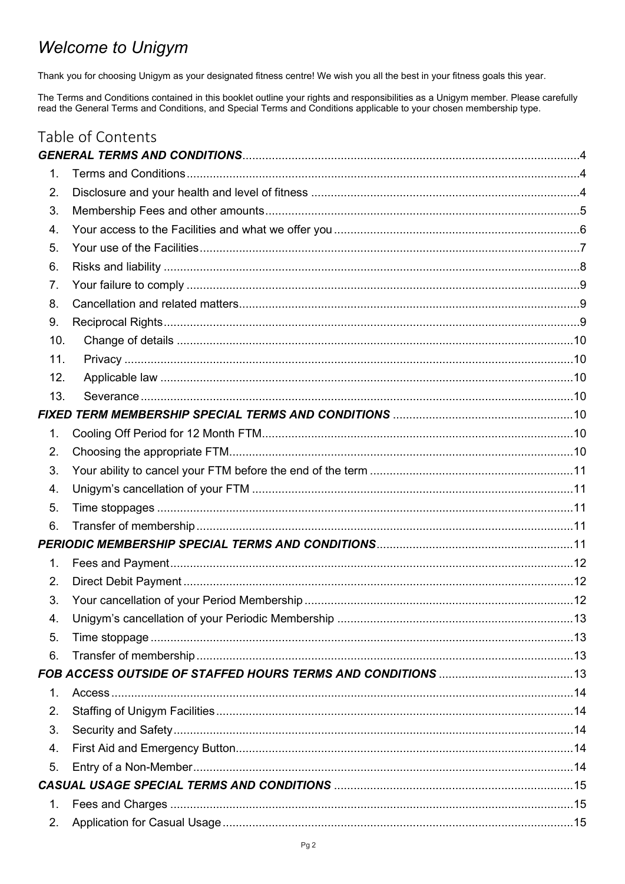# *Welcome to Unigym*

Thank you for choosing Unigym as your designated fitness centre! We wish you all the best in your fitness goals this year.

The Terms and Conditions contained in this booklet outline your rights and responsibilities as a Unigym member. Please carefully read the General Terms and Conditions, and Special Terms and Conditions applicable to your chosen membership type.

## Table of Contents

***GENERAL TERMS AND CONDITIONS*** ..... 4

1. Terms and Conditions ..... 4
2. Disclosure and your health and level of fitness ..... 4
3. Membership Fees and other amounts ..... 5
4. Your access to the Facilities and what we offer you ..... 6
5. Your use of the Facilities ..... 7
6. Risks and liability ..... 8
7. Your failure to comply ..... 9
8. Cancellation and related matters ..... 9
9. Reciprocal Rights ..... 9
10. Change of details ..... 10
11. Privacy ..... 10
12. Applicable law ..... 10
13. Severance ..... 10

***FIXED TERM MEMBERSHIP SPECIAL TERMS AND CONDITIONS*** ..... 10

1. Cooling Off Period for 12 Month FTM ..... 10
2. Choosing the appropriate FTM ..... 10
3. Your ability to cancel your FTM before the end of the term ..... 11
4. Unigym's cancellation of your FTM ..... 11
5. Time stoppages ..... 11
6. Transfer of membership ..... 11

***PERIODIC MEMBERSHIP SPECIAL TERMS AND CONDITIONS*** ..... 11

1. Fees and Payment ..... 12
2. Direct Debit Payment ..... 12
3. Your cancellation of your Period Membership ..... 12
4. Unigym's cancellation of your Periodic Membership ..... 13
5. Time stoppage ..... 13
6. Transfer of membership ..... 13

***FOB ACCESS OUTSIDE OF STAFFED HOURS TERMS AND CONDITIONS*** ..... 13

1. Access ..... 14
2. Staffing of Unigym Facilities ..... 14
3. Security and Safety ..... 14
4. First Aid and Emergency Button ..... 14
5. Entry of a Non-Member ..... 14

***CASUAL USAGE SPECIAL TERMS AND CONDITIONS*** ..... 15

1. Fees and Charges ..... 15
2. Application for Casual Usage ..... 15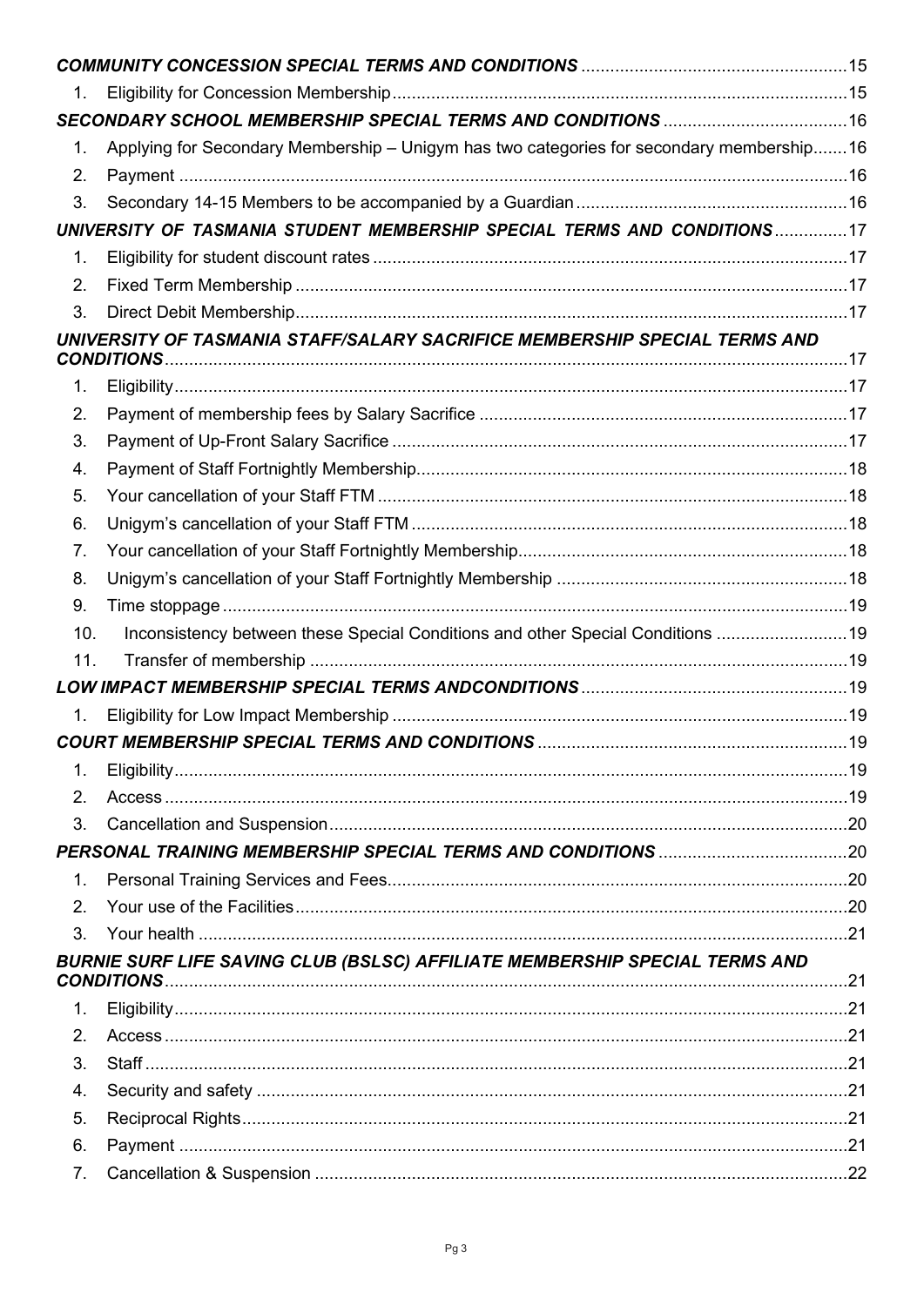***COMMUNITY CONCESSION SPECIAL TERMS AND CONDITIONS*** ....................................................... 15

1. Eligibility for Concession Membership ............................................................................................. 15

***SECONDARY SCHOOL MEMBERSHIP SPECIAL TERMS AND CONDITIONS*** ...................................... 16

1. Applying for Secondary Membership – Unigym has two categories for secondary membership ....... 16
2. Payment .......................................................................................................................................... 16
3. Secondary 14-15 Members to be accompanied by a Guardian ......................................................... 16

***UNIVERSITY OF TASMANIA STUDENT MEMBERSHIP SPECIAL TERMS AND CONDITIONS*** ............... 17

1. Eligibility for student discount rates ................................................................................................. 17
2. Fixed Term Membership .................................................................................................................. 17
3. Direct Debit Membership .................................................................................................................. 17

***UNIVERSITY OF TASMANIA STAFF/SALARY SACRIFICE MEMBERSHIP SPECIAL TERMS AND CONDITIONS*** ........................................................................................................................................... 17

1. Eligibility .......................................................................................................................................... 17
2. Payment of membership fees by Salary Sacrifice ............................................................................ 17
3. Payment of Up-Front Salary Sacrifice .............................................................................................. 17
4. Payment of Staff Fortnightly Membership ......................................................................................... 18
5. Your cancellation of your Staff FTM ................................................................................................. 18
6. Unigym's cancellation of your Staff FTM .......................................................................................... 18
7. Your cancellation of your Staff Fortnightly Membership .................................................................... 18
8. Unigym's cancellation of your Staff Fortnightly Membership ............................................................ 18
9. Time stoppage ................................................................................................................................. 19
10. Inconsistency between these Special Conditions and other Special Conditions ........................... 19
11. Transfer of membership ................................................................................................................ 19

***LOW IMPACT MEMBERSHIP SPECIAL TERMS ANDCONDITIONS*** ....................................................... 19

1. Eligibility for Low Impact Membership .............................................................................................. 19

***COURT MEMBERSHIP SPECIAL TERMS AND CONDITIONS*** ................................................................ 19

1. Eligibility .......................................................................................................................................... 19
2. Access ............................................................................................................................................ 19
3. Cancellation and Suspension ........................................................................................................... 20

***PERSONAL TRAINING MEMBERSHIP SPECIAL TERMS AND CONDITIONS*** ....................................... 20

1. Personal Training Services and Fees ............................................................................................... 20
2. Your use of the Facilities .................................................................................................................. 20
3. Your health ...................................................................................................................................... 21

***BURNIE SURF LIFE SAVING CLUB (BSLSC) AFFILIATE MEMBERSHIP SPECIAL TERMS AND CONDITIONS*** ........................................................................................................................................... 21

1. Eligibility .......................................................................................................................................... 21
2. Access ............................................................................................................................................ 21
3. Staff ................................................................................................................................................. 21
4. Security and safety .......................................................................................................................... 21
5. Reciprocal Rights ............................................................................................................................. 21
6. Payment .......................................................................................................................................... 21
7. Cancellation & Suspension .............................................................................................................. 22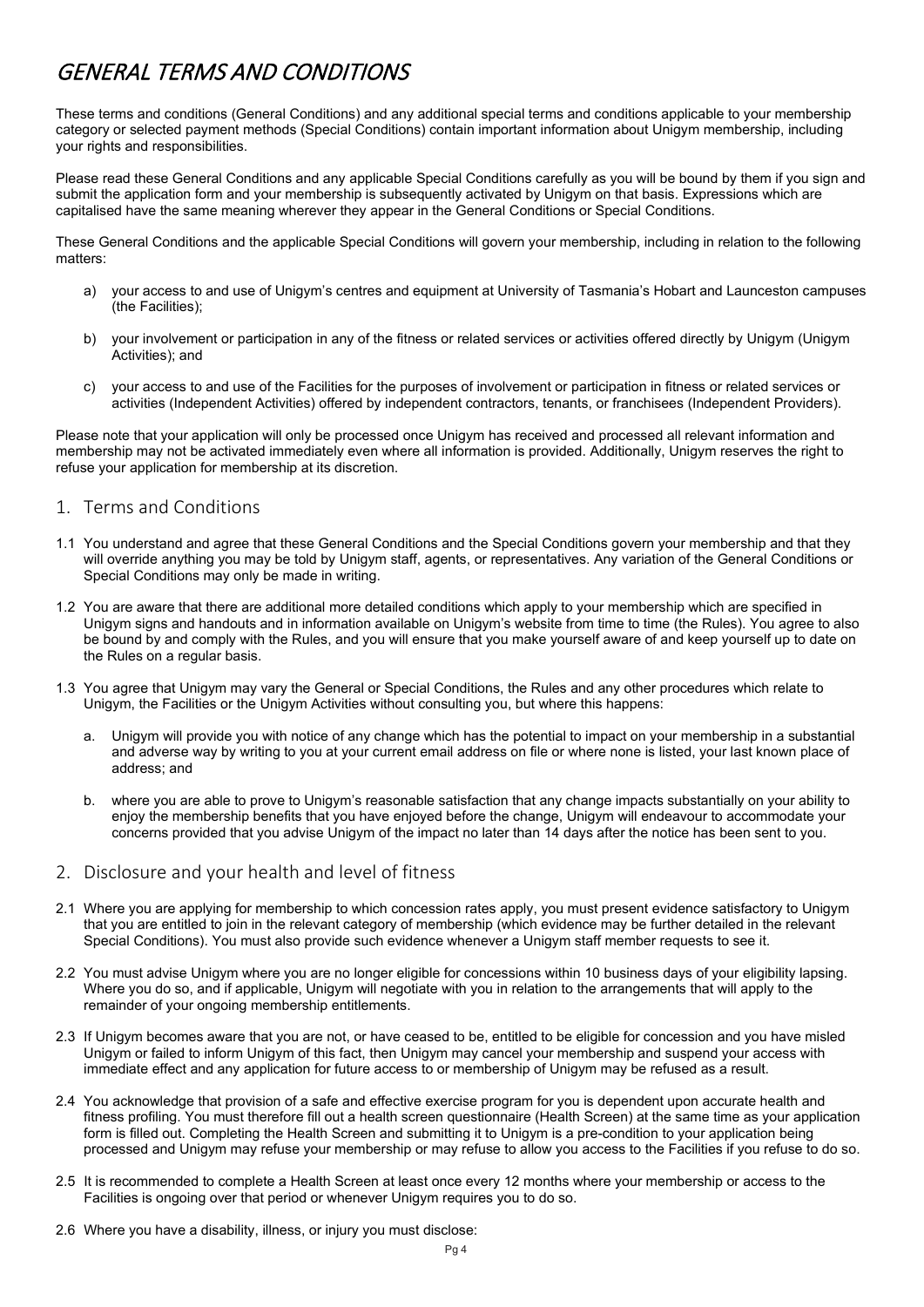# GENERAL TERMS AND CONDITIONS

These terms and conditions (General Conditions) and any additional special terms and conditions applicable to your membership category or selected payment methods (Special Conditions) contain important information about Unigym membership, including your rights and responsibilities.

Please read these General Conditions and any applicable Special Conditions carefully as you will be bound by them if you sign and submit the application form and your membership is subsequently activated by Unigym on that basis. Expressions which are capitalised have the same meaning wherever they appear in the General Conditions or Special Conditions.

These General Conditions and the applicable Special Conditions will govern your membership, including in relation to the following matters:

a) your access to and use of Unigym's centres and equipment at University of Tasmania's Hobart and Launceston campuses (the Facilities);

b) your involvement or participation in any of the fitness or related services or activities offered directly by Unigym (Unigym Activities); and

c) your access to and use of the Facilities for the purposes of involvement or participation in fitness or related services or activities (Independent Activities) offered by independent contractors, tenants, or franchisees (Independent Providers).

Please note that your application will only be processed once Unigym has received and processed all relevant information and membership may not be activated immediately even where all information is provided. Additionally, Unigym reserves the right to refuse your application for membership at its discretion.

## 1. Terms and Conditions

1.1 You understand and agree that these General Conditions and the Special Conditions govern your membership and that they will override anything you may be told by Unigym staff, agents, or representatives. Any variation of the General Conditions or Special Conditions may only be made in writing.

1.2 You are aware that there are additional more detailed conditions which apply to your membership which are specified in Unigym signs and handouts and in information available on Unigym's website from time to time (the Rules). You agree to also be bound by and comply with the Rules, and you will ensure that you make yourself aware of and keep yourself up to date on the Rules on a regular basis.

1.3 You agree that Unigym may vary the General or Special Conditions, the Rules and any other procedures which relate to Unigym, the Facilities or the Unigym Activities without consulting you, but where this happens:

a. Unigym will provide you with notice of any change which has the potential to impact on your membership in a substantial and adverse way by writing to you at your current email address on file or where none is listed, your last known place of address; and

b. where you are able to prove to Unigym's reasonable satisfaction that any change impacts substantially on your ability to enjoy the membership benefits that you have enjoyed before the change, Unigym will endeavour to accommodate your concerns provided that you advise Unigym of the impact no later than 14 days after the notice has been sent to you.

## 2. Disclosure and your health and level of fitness

2.1 Where you are applying for membership to which concession rates apply, you must present evidence satisfactory to Unigym that you are entitled to join in the relevant category of membership (which evidence may be further detailed in the relevant Special Conditions). You must also provide such evidence whenever a Unigym staff member requests to see it.

2.2 You must advise Unigym where you are no longer eligible for concessions within 10 business days of your eligibility lapsing. Where you do so, and if applicable, Unigym will negotiate with you in relation to the arrangements that will apply to the remainder of your ongoing membership entitlements.

2.3 If Unigym becomes aware that you are not, or have ceased to be, entitled to be eligible for concession and you have misled Unigym or failed to inform Unigym of this fact, then Unigym may cancel your membership and suspend your access with immediate effect and any application for future access to or membership of Unigym may be refused as a result.

2.4 You acknowledge that provision of a safe and effective exercise program for you is dependent upon accurate health and fitness profiling. You must therefore fill out a health screen questionnaire (Health Screen) at the same time as your application form is filled out. Completing the Health Screen and submitting it to Unigym is a pre-condition to your application being processed and Unigym may refuse your membership or may refuse to allow you access to the Facilities if you refuse to do so.

2.5 It is recommended to complete a Health Screen at least once every 12 months where your membership or access to the Facilities is ongoing over that period or whenever Unigym requires you to do so.

2.6 Where you have a disability, illness, or injury you must disclose: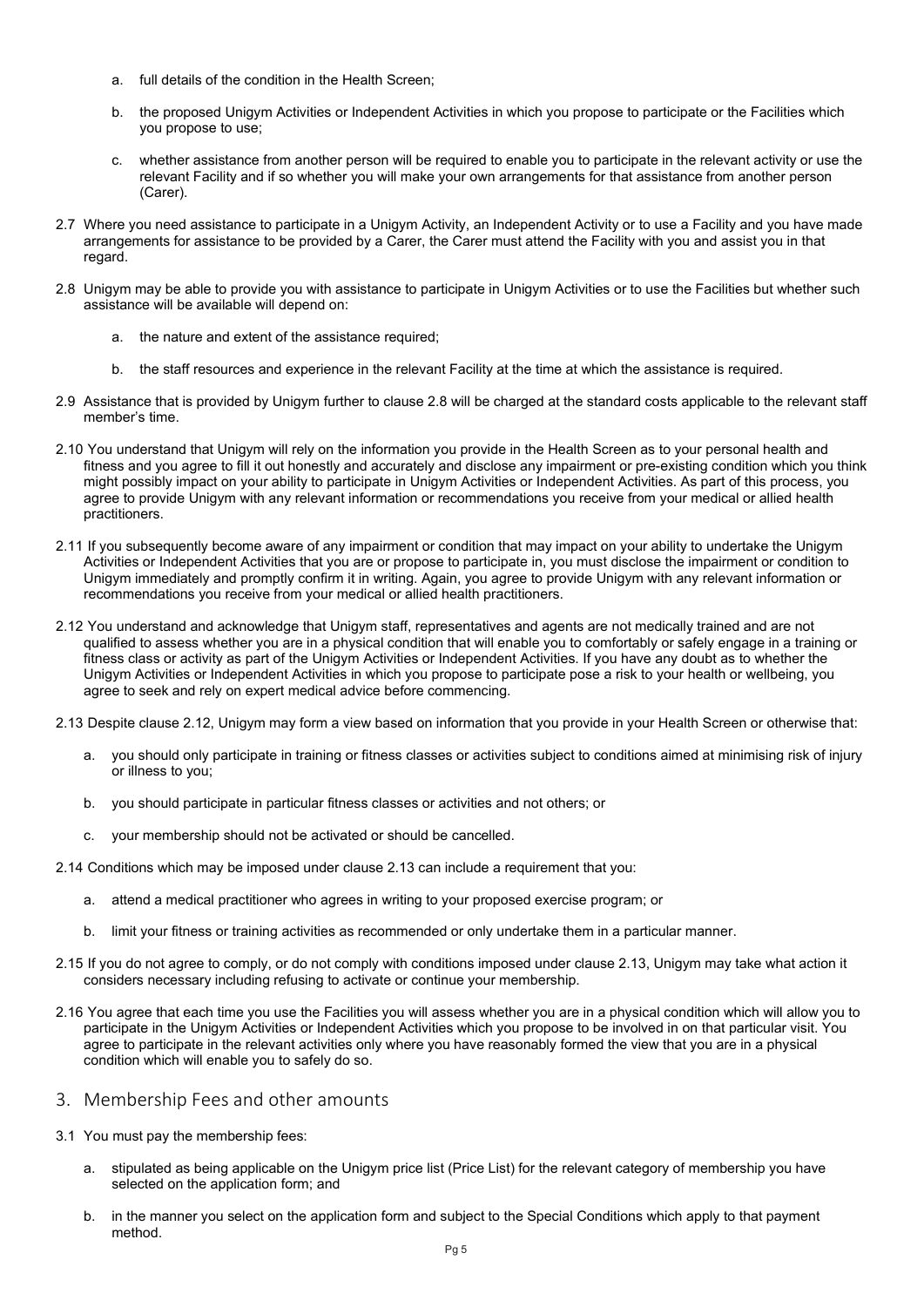a. full details of the condition in the Health Screen;

b. the proposed Unigym Activities or Independent Activities in which you propose to participate or the Facilities which you propose to use;

c. whether assistance from another person will be required to enable you to participate in the relevant activity or use the relevant Facility and if so whether you will make your own arrangements for that assistance from another person (Carer).

2.7 Where you need assistance to participate in a Unigym Activity, an Independent Activity or to use a Facility and you have made arrangements for assistance to be provided by a Carer, the Carer must attend the Facility with you and assist you in that regard.

2.8 Unigym may be able to provide you with assistance to participate in Unigym Activities or to use the Facilities but whether such assistance will be available will depend on:

a. the nature and extent of the assistance required;

b. the staff resources and experience in the relevant Facility at the time at which the assistance is required.

2.9 Assistance that is provided by Unigym further to clause 2.8 will be charged at the standard costs applicable to the relevant staff member's time.

2.10 You understand that Unigym will rely on the information you provide in the Health Screen as to your personal health and fitness and you agree to fill it out honestly and accurately and disclose any impairment or pre-existing condition which you think might possibly impact on your ability to participate in Unigym Activities or Independent Activities. As part of this process, you agree to provide Unigym with any relevant information or recommendations you receive from your medical or allied health practitioners.

2.11 If you subsequently become aware of any impairment or condition that may impact on your ability to undertake the Unigym Activities or Independent Activities that you are or propose to participate in, you must disclose the impairment or condition to Unigym immediately and promptly confirm it in writing. Again, you agree to provide Unigym with any relevant information or recommendations you receive from your medical or allied health practitioners.

2.12 You understand and acknowledge that Unigym staff, representatives and agents are not medically trained and are not qualified to assess whether you are in a physical condition that will enable you to comfortably or safely engage in a training or fitness class or activity as part of the Unigym Activities or Independent Activities. If you have any doubt as to whether the Unigym Activities or Independent Activities in which you propose to participate pose a risk to your health or wellbeing, you agree to seek and rely on expert medical advice before commencing.

2.13 Despite clause 2.12, Unigym may form a view based on information that you provide in your Health Screen or otherwise that:

a. you should only participate in training or fitness classes or activities subject to conditions aimed at minimising risk of injury or illness to you;

b. you should participate in particular fitness classes or activities and not others; or

c. your membership should not be activated or should be cancelled.

2.14 Conditions which may be imposed under clause 2.13 can include a requirement that you:

a. attend a medical practitioner who agrees in writing to your proposed exercise program; or

b. limit your fitness or training activities as recommended or only undertake them in a particular manner.

2.15 If you do not agree to comply, or do not comply with conditions imposed under clause 2.13, Unigym may take what action it considers necessary including refusing to activate or continue your membership.

2.16 You agree that each time you use the Facilities you will assess whether you are in a physical condition which will allow you to participate in the Unigym Activities or Independent Activities which you propose to be involved in on that particular visit. You agree to participate in the relevant activities only where you have reasonably formed the view that you are in a physical condition which will enable you to safely do so.

## 3. Membership Fees and other amounts

3.1 You must pay the membership fees:

a. stipulated as being applicable on the Unigym price list (Price List) for the relevant category of membership you have selected on the application form; and

b. in the manner you select on the application form and subject to the Special Conditions which apply to that payment method.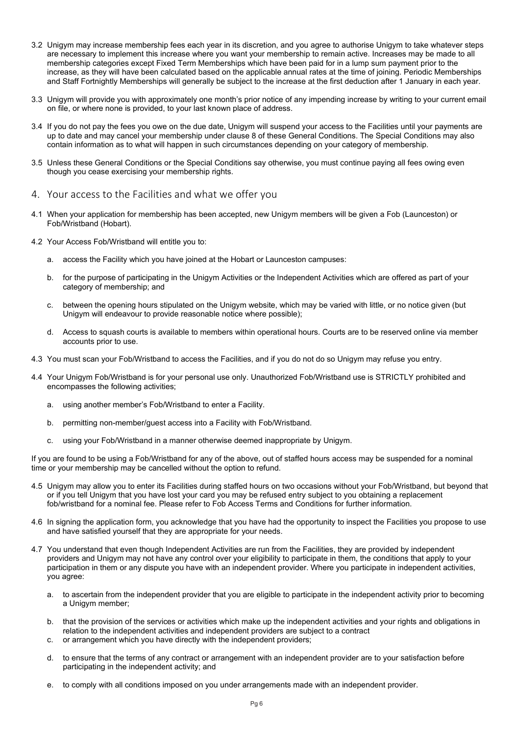3.2 Unigym may increase membership fees each year in its discretion, and you agree to authorise Unigym to take whatever steps are necessary to implement this increase where you want your membership to remain active. Increases may be made to all membership categories except Fixed Term Memberships which have been paid for in a lump sum payment prior to the increase, as they will have been calculated based on the applicable annual rates at the time of joining. Periodic Memberships and Staff Fortnightly Memberships will generally be subject to the increase at the first deduction after 1 January in each year.

3.3 Unigym will provide you with approximately one month's prior notice of any impending increase by writing to your current email on file, or where none is provided, to your last known place of address.

3.4 If you do not pay the fees you owe on the due date, Unigym will suspend your access to the Facilities until your payments are up to date and may cancel your membership under clause 8 of these General Conditions. The Special Conditions may also contain information as to what will happen in such circumstances depending on your category of membership.

3.5 Unless these General Conditions or the Special Conditions say otherwise, you must continue paying all fees owing even though you cease exercising your membership rights.

## 4. Your access to the Facilities and what we offer you

4.1 When your application for membership has been accepted, new Unigym members will be given a Fob (Launceston) or Fob/Wristband (Hobart).

4.2 Your Access Fob/Wristband will entitle you to:

a. access the Facility which you have joined at the Hobart or Launceston campuses:

b. for the purpose of participating in the Unigym Activities or the Independent Activities which are offered as part of your category of membership; and

c. between the opening hours stipulated on the Unigym website, which may be varied with little, or no notice given (but Unigym will endeavour to provide reasonable notice where possible);

d. Access to squash courts is available to members within operational hours. Courts are to be reserved online via member accounts prior to use.

4.3 You must scan your Fob/Wristband to access the Facilities, and if you do not do so Unigym may refuse you entry.

4.4 Your Unigym Fob/Wristband is for your personal use only. Unauthorized Fob/Wristband use is STRICTLY prohibited and encompasses the following activities;

a. using another member's Fob/Wristband to enter a Facility.

b. permitting non-member/guest access into a Facility with Fob/Wristband.

c. using your Fob/Wristband in a manner otherwise deemed inappropriate by Unigym.

If you are found to be using a Fob/Wristband for any of the above, out of staffed hours access may be suspended for a nominal time or your membership may be cancelled without the option to refund.

4.5 Unigym may allow you to enter its Facilities during staffed hours on two occasions without your Fob/Wristband, but beyond that or if you tell Unigym that you have lost your card you may be refused entry subject to you obtaining a replacement fob/wristband for a nominal fee. Please refer to Fob Access Terms and Conditions for further information.

4.6 In signing the application form, you acknowledge that you have had the opportunity to inspect the Facilities you propose to use and have satisfied yourself that they are appropriate for your needs.

4.7 You understand that even though Independent Activities are run from the Facilities, they are provided by independent providers and Unigym may not have any control over your eligibility to participate in them, the conditions that apply to your participation in them or any dispute you have with an independent provider. Where you participate in independent activities, you agree:

a. to ascertain from the independent provider that you are eligible to participate in the independent activity prior to becoming a Unigym member;

b. that the provision of the services or activities which make up the independent activities and your rights and obligations in relation to the independent activities and independent providers are subject to a contract

c. or arrangement which you have directly with the independent providers;

d. to ensure that the terms of any contract or arrangement with an independent provider are to your satisfaction before participating in the independent activity; and

e. to comply with all conditions imposed on you under arrangements made with an independent provider.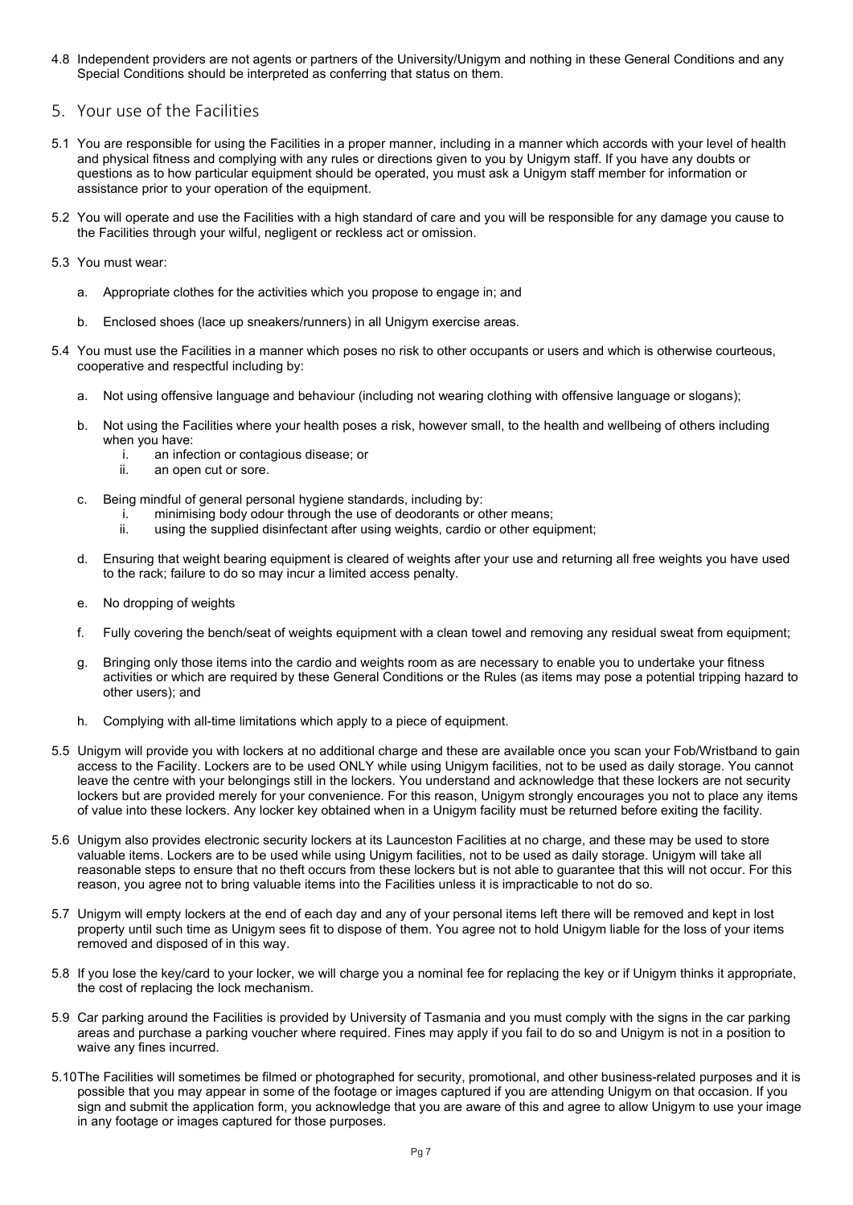4.8 Independent providers are not agents or partners of the University/Unigym and nothing in these General Conditions and any Special Conditions should be interpreted as conferring that status on them.

## 5. Your use of the Facilities

5.1 You are responsible for using the Facilities in a proper manner, including in a manner which accords with your level of health and physical fitness and complying with any rules or directions given to you by Unigym staff. If you have any doubts or questions as to how particular equipment should be operated, you must ask a Unigym staff member for information or assistance prior to your operation of the equipment.

5.2 You will operate and use the Facilities with a high standard of care and you will be responsible for any damage you cause to the Facilities through your wilful, negligent or reckless act or omission.

5.3 You must wear:

a. Appropriate clothes for the activities which you propose to engage in; and

b. Enclosed shoes (lace up sneakers/runners) in all Unigym exercise areas.

5.4 You must use the Facilities in a manner which poses no risk to other occupants or users and which is otherwise courteous, cooperative and respectful including by:

a. Not using offensive language and behaviour (including not wearing clothing with offensive language or slogans);

b. Not using the Facilities where your health poses a risk, however small, to the health and wellbeing of others including when you have:
   i. an infection or contagious disease; or
   ii. an open cut or sore.

c. Being mindful of general personal hygiene standards, including by:
   i. minimising body odour through the use of deodorants or other means;
   ii. using the supplied disinfectant after using weights, cardio or other equipment;

d. Ensuring that weight bearing equipment is cleared of weights after your use and returning all free weights you have used to the rack; failure to do so may incur a limited access penalty.

e. No dropping of weights

f. Fully covering the bench/seat of weights equipment with a clean towel and removing any residual sweat from equipment;

g. Bringing only those items into the cardio and weights room as are necessary to enable you to undertake your fitness activities or which are required by these General Conditions or the Rules (as items may pose a potential tripping hazard to other users); and

h. Complying with all-time limitations which apply to a piece of equipment.

5.5 Unigym will provide you with lockers at no additional charge and these are available once you scan your Fob/Wristband to gain access to the Facility. Lockers are to be used ONLY while using Unigym facilities, not to be used as daily storage. You cannot leave the centre with your belongings still in the lockers. You understand and acknowledge that these lockers are not security lockers but are provided merely for your convenience. For this reason, Unigym strongly encourages you not to place any items of value into these lockers. Any locker key obtained when in a Unigym facility must be returned before exiting the facility.

5.6 Unigym also provides electronic security lockers at its Launceston Facilities at no charge, and these may be used to store valuable items. Lockers are to be used while using Unigym facilities, not to be used as daily storage. Unigym will take all reasonable steps to ensure that no theft occurs from these lockers but is not able to guarantee that this will not occur. For this reason, you agree not to bring valuable items into the Facilities unless it is impracticable to not do so.

5.7 Unigym will empty lockers at the end of each day and any of your personal items left there will be removed and kept in lost property until such time as Unigym sees fit to dispose of them. You agree not to hold Unigym liable for the loss of your items removed and disposed of in this way.

5.8 If you lose the key/card to your locker, we will charge you a nominal fee for replacing the key or if Unigym thinks it appropriate, the cost of replacing the lock mechanism.

5.9 Car parking around the Facilities is provided by University of Tasmania and you must comply with the signs in the car parking areas and purchase a parking voucher where required. Fines may apply if you fail to do so and Unigym is not in a position to waive any fines incurred.

5.10 The Facilities will sometimes be filmed or photographed for security, promotional, and other business-related purposes and it is possible that you may appear in some of the footage or images captured if you are attending Unigym on that occasion. If you sign and submit the application form, you acknowledge that you are aware of this and agree to allow Unigym to use your image in any footage or images captured for those purposes.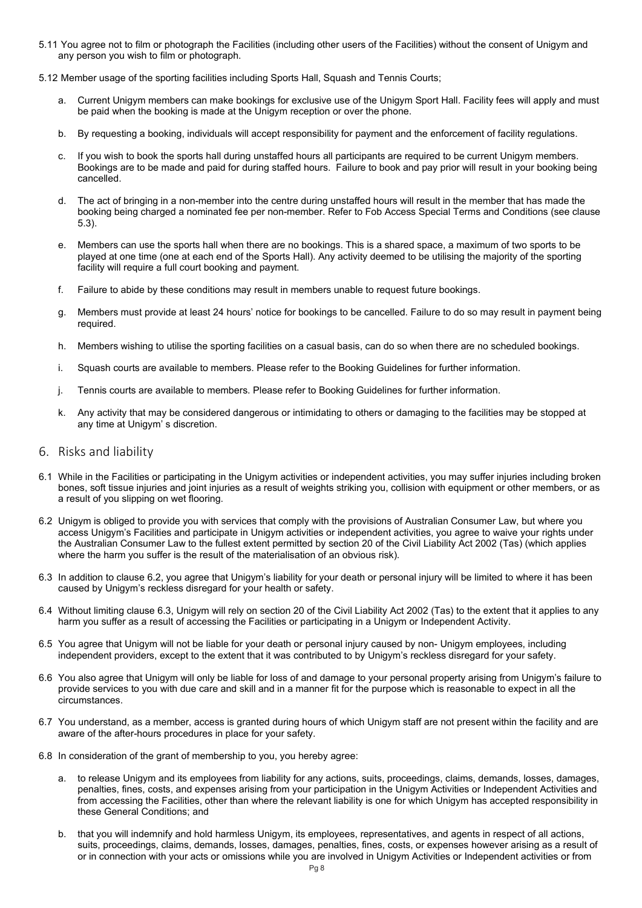5.11 You agree not to film or photograph the Facilities (including other users of the Facilities) without the consent of Unigym and any person you wish to film or photograph.

5.12 Member usage of the sporting facilities including Sports Hall, Squash and Tennis Courts;

a. Current Unigym members can make bookings for exclusive use of the Unigym Sport Hall. Facility fees will apply and must be paid when the booking is made at the Unigym reception or over the phone.

b. By requesting a booking, individuals will accept responsibility for payment and the enforcement of facility regulations.

c. If you wish to book the sports hall during unstaffed hours all participants are required to be current Unigym members. Bookings are to be made and paid for during staffed hours. Failure to book and pay prior will result in your booking being cancelled.

d. The act of bringing in a non-member into the centre during unstaffed hours will result in the member that has made the booking being charged a nominated fee per non-member. Refer to Fob Access Special Terms and Conditions (see clause 5.3).

e. Members can use the sports hall when there are no bookings. This is a shared space, a maximum of two sports to be played at one time (one at each end of the Sports Hall). Any activity deemed to be utilising the majority of the sporting facility will require a full court booking and payment.

f. Failure to abide by these conditions may result in members unable to request future bookings.

g. Members must provide at least 24 hours' notice for bookings to be cancelled. Failure to do so may result in payment being required.

h. Members wishing to utilise the sporting facilities on a casual basis, can do so when there are no scheduled bookings.

i. Squash courts are available to members. Please refer to the Booking Guidelines for further information.

j. Tennis courts are available to members. Please refer to Booking Guidelines for further information.

k. Any activity that may be considered dangerous or intimidating to others or damaging to the facilities may be stopped at any time at Unigym' s discretion.

## 6. Risks and liability

6.1 While in the Facilities or participating in the Unigym activities or independent activities, you may suffer injuries including broken bones, soft tissue injuries and joint injuries as a result of weights striking you, collision with equipment or other members, or as a result of you slipping on wet flooring.

6.2 Unigym is obliged to provide you with services that comply with the provisions of Australian Consumer Law, but where you access Unigym's Facilities and participate in Unigym activities or independent activities, you agree to waive your rights under the Australian Consumer Law to the fullest extent permitted by section 20 of the Civil Liability Act 2002 (Tas) (which applies where the harm you suffer is the result of the materialisation of an obvious risk).

6.3 In addition to clause 6.2, you agree that Unigym's liability for your death or personal injury will be limited to where it has been caused by Unigym's reckless disregard for your health or safety.

6.4 Without limiting clause 6.3, Unigym will rely on section 20 of the Civil Liability Act 2002 (Tas) to the extent that it applies to any harm you suffer as a result of accessing the Facilities or participating in a Unigym or Independent Activity.

6.5 You agree that Unigym will not be liable for your death or personal injury caused by non- Unigym employees, including independent providers, except to the extent that it was contributed to by Unigym's reckless disregard for your safety.

6.6 You also agree that Unigym will only be liable for loss of and damage to your personal property arising from Unigym's failure to provide services to you with due care and skill and in a manner fit for the purpose which is reasonable to expect in all the circumstances.

6.7 You understand, as a member, access is granted during hours of which Unigym staff are not present within the facility and are aware of the after-hours procedures in place for your safety.

6.8 In consideration of the grant of membership to you, you hereby agree:

a. to release Unigym and its employees from liability for any actions, suits, proceedings, claims, demands, losses, damages, penalties, fines, costs, and expenses arising from your participation in the Unigym Activities or Independent Activities and from accessing the Facilities, other than where the relevant liability is one for which Unigym has accepted responsibility in these General Conditions; and

b. that you will indemnify and hold harmless Unigym, its employees, representatives, and agents in respect of all actions, suits, proceedings, claims, demands, losses, damages, penalties, fines, costs, or expenses however arising as a result of or in connection with your acts or omissions while you are involved in Unigym Activities or Independent activities or from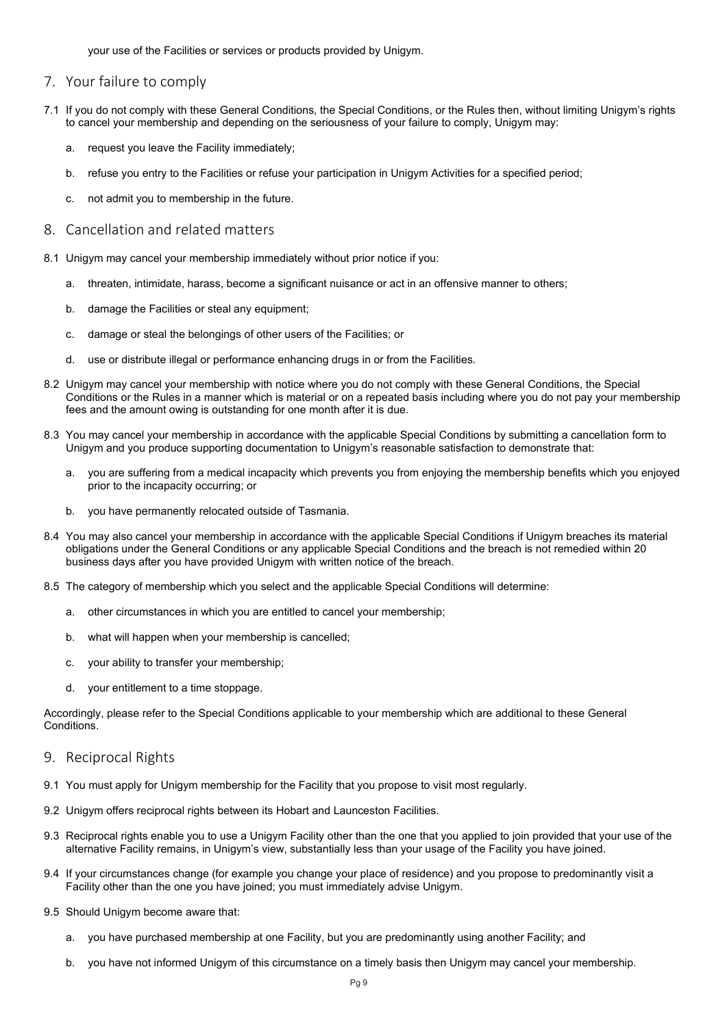your use of the Facilities or services or products provided by Unigym.

## 7. Your failure to comply

7.1 If you do not comply with these General Conditions, the Special Conditions, or the Rules then, without limiting Unigym's rights to cancel your membership and depending on the seriousness of your failure to comply, Unigym may:

a. request you leave the Facility immediately;

b. refuse you entry to the Facilities or refuse your participation in Unigym Activities for a specified period;

c. not admit you to membership in the future.

## 8. Cancellation and related matters

8.1 Unigym may cancel your membership immediately without prior notice if you:

a. threaten, intimidate, harass, become a significant nuisance or act in an offensive manner to others;

b. damage the Facilities or steal any equipment;

c. damage or steal the belongings of other users of the Facilities; or

d. use or distribute illegal or performance enhancing drugs in or from the Facilities.

8.2 Unigym may cancel your membership with notice where you do not comply with these General Conditions, the Special Conditions or the Rules in a manner which is material or on a repeated basis including where you do not pay your membership fees and the amount owing is outstanding for one month after it is due.

8.3 You may cancel your membership in accordance with the applicable Special Conditions by submitting a cancellation form to Unigym and you produce supporting documentation to Unigym's reasonable satisfaction to demonstrate that:

a. you are suffering from a medical incapacity which prevents you from enjoying the membership benefits which you enjoyed prior to the incapacity occurring; or

b. you have permanently relocated outside of Tasmania.

8.4 You may also cancel your membership in accordance with the applicable Special Conditions if Unigym breaches its material obligations under the General Conditions or any applicable Special Conditions and the breach is not remedied within 20 business days after you have provided Unigym with written notice of the breach.

8.5 The category of membership which you select and the applicable Special Conditions will determine:

a. other circumstances in which you are entitled to cancel your membership;

b. what will happen when your membership is cancelled;

c. your ability to transfer your membership;

d. your entitlement to a time stoppage.

Accordingly, please refer to the Special Conditions applicable to your membership which are additional to these General Conditions.

## 9. Reciprocal Rights

9.1 You must apply for Unigym membership for the Facility that you propose to visit most regularly.

9.2 Unigym offers reciprocal rights between its Hobart and Launceston Facilities.

9.3 Reciprocal rights enable you to use a Unigym Facility other than the one that you applied to join provided that your use of the alternative Facility remains, in Unigym's view, substantially less than your usage of the Facility you have joined.

9.4 If your circumstances change (for example you change your place of residence) and you propose to predominantly visit a Facility other than the one you have joined; you must immediately advise Unigym.

9.5 Should Unigym become aware that:

a. you have purchased membership at one Facility, but you are predominantly using another Facility; and

b. you have not informed Unigym of this circumstance on a timely basis then Unigym may cancel your membership.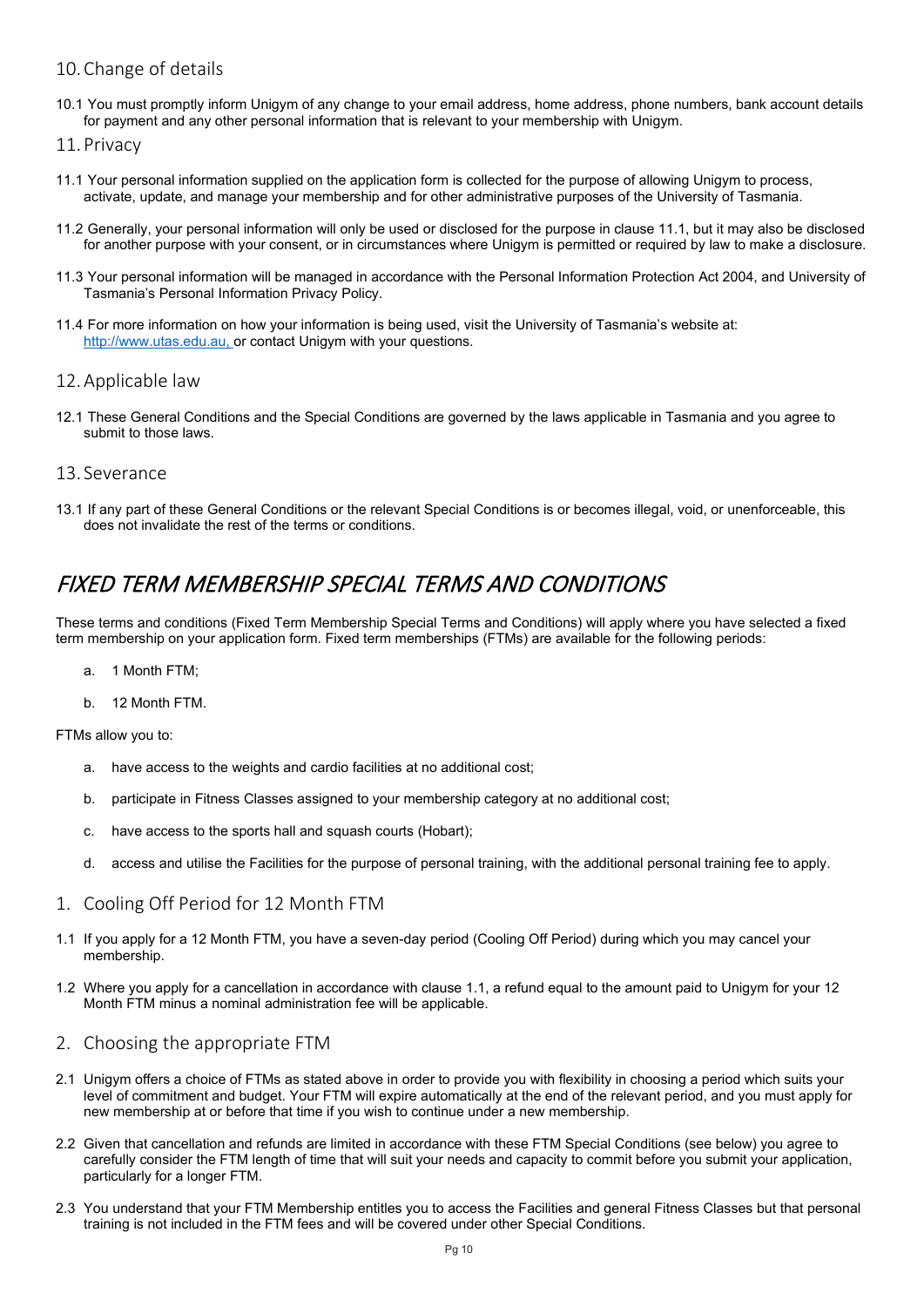## 10. Change of details

10.1 You must promptly inform Unigym of any change to your email address, home address, phone numbers, bank account details for payment and any other personal information that is relevant to your membership with Unigym.

## 11. Privacy

11.1 Your personal information supplied on the application form is collected for the purpose of allowing Unigym to process, activate, update, and manage your membership and for other administrative purposes of the University of Tasmania.

11.2 Generally, your personal information will only be used or disclosed for the purpose in clause 11.1, but it may also be disclosed for another purpose with your consent, or in circumstances where Unigym is permitted or required by law to make a disclosure.

11.3 Your personal information will be managed in accordance with the Personal Information Protection Act 2004, and University of Tasmania's Personal Information Privacy Policy.

11.4 For more information on how your information is being used, visit the University of Tasmania's website at: http://www.utas.edu.au, or contact Unigym with your questions.

## 12. Applicable law

12.1 These General Conditions and the Special Conditions are governed by the laws applicable in Tasmania and you agree to submit to those laws.

## 13. Severance

13.1 If any part of these General Conditions or the relevant Special Conditions is or becomes illegal, void, or unenforceable, this does not invalidate the rest of the terms or conditions.

# *FIXED TERM MEMBERSHIP SPECIAL TERMS AND CONDITIONS*

These terms and conditions (Fixed Term Membership Special Terms and Conditions) will apply where you have selected a fixed term membership on your application form. Fixed term memberships (FTMs) are available for the following periods:

a. 1 Month FTM;

b. 12 Month FTM.

FTMs allow you to:

a. have access to the weights and cardio facilities at no additional cost;

b. participate in Fitness Classes assigned to your membership category at no additional cost;

c. have access to the sports hall and squash courts (Hobart);

d. access and utilise the Facilities for the purpose of personal training, with the additional personal training fee to apply.

## 1. Cooling Off Period for 12 Month FTM

1.1 If you apply for a 12 Month FTM, you have a seven-day period (Cooling Off Period) during which you may cancel your membership.

1.2 Where you apply for a cancellation in accordance with clause 1.1, a refund equal to the amount paid to Unigym for your 12 Month FTM minus a nominal administration fee will be applicable.

## 2. Choosing the appropriate FTM

2.1 Unigym offers a choice of FTMs as stated above in order to provide you with flexibility in choosing a period which suits your level of commitment and budget. Your FTM will expire automatically at the end of the relevant period, and you must apply for new membership at or before that time if you wish to continue under a new membership.

2.2 Given that cancellation and refunds are limited in accordance with these FTM Special Conditions (see below) you agree to carefully consider the FTM length of time that will suit your needs and capacity to commit before you submit your application, particularly for a longer FTM.

2.3 You understand that your FTM Membership entitles you to access the Facilities and general Fitness Classes but that personal training is not included in the FTM fees and will be covered under other Special Conditions.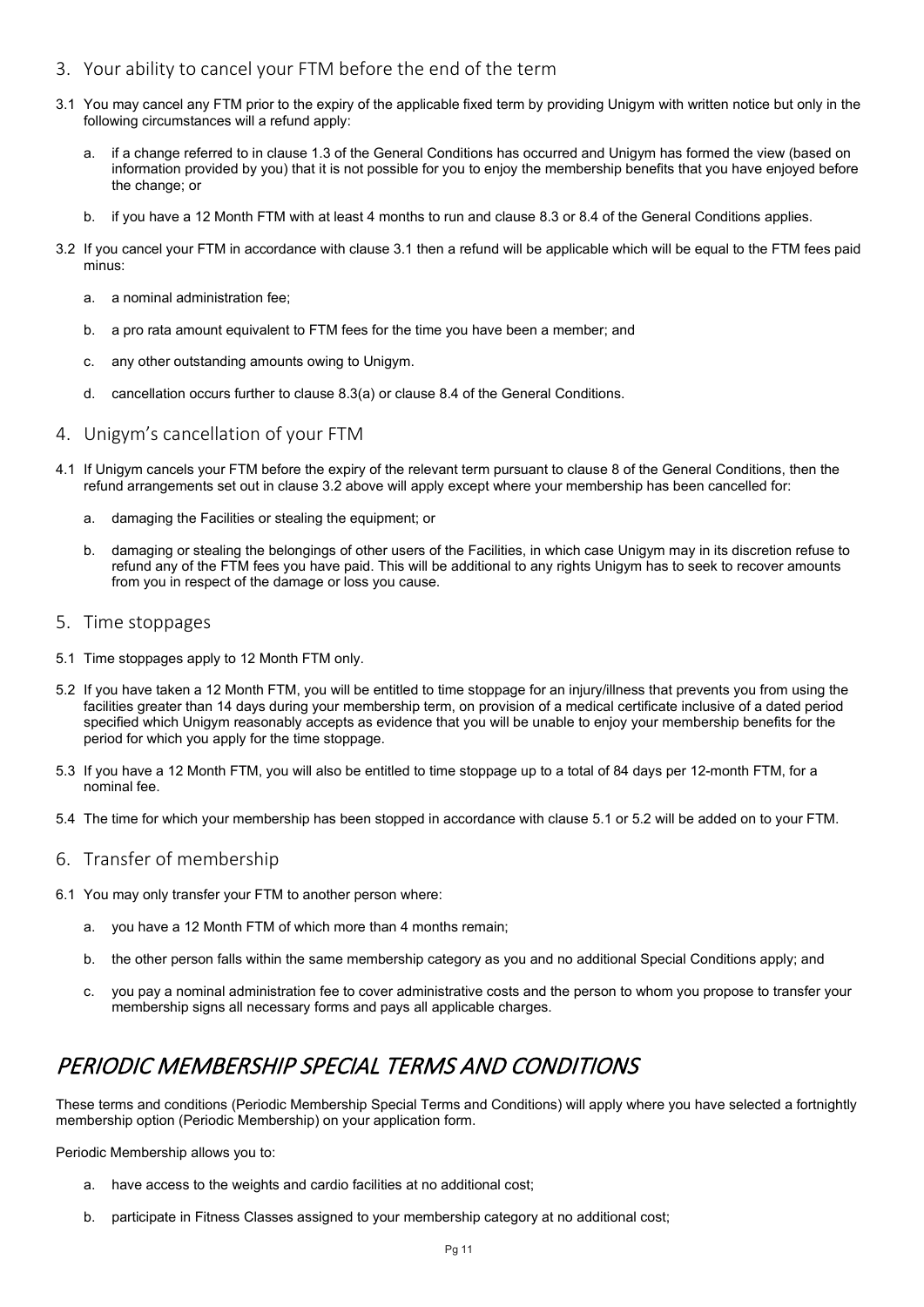## 3. Your ability to cancel your FTM before the end of the term

3.1 You may cancel any FTM prior to the expiry of the applicable fixed term by providing Unigym with written notice but only in the following circumstances will a refund apply:

a. if a change referred to in clause 1.3 of the General Conditions has occurred and Unigym has formed the view (based on information provided by you) that it is not possible for you to enjoy the membership benefits that you have enjoyed before the change; or

b. if you have a 12 Month FTM with at least 4 months to run and clause 8.3 or 8.4 of the General Conditions applies.

3.2 If you cancel your FTM in accordance with clause 3.1 then a refund will be applicable which will be equal to the FTM fees paid minus:

a. a nominal administration fee;

b. a pro rata amount equivalent to FTM fees for the time you have been a member; and

c. any other outstanding amounts owing to Unigym.

d. cancellation occurs further to clause 8.3(a) or clause 8.4 of the General Conditions.

## 4. Unigym's cancellation of your FTM

4.1 If Unigym cancels your FTM before the expiry of the relevant term pursuant to clause 8 of the General Conditions, then the refund arrangements set out in clause 3.2 above will apply except where your membership has been cancelled for:

a. damaging the Facilities or stealing the equipment; or

b. damaging or stealing the belongings of other users of the Facilities, in which case Unigym may in its discretion refuse to refund any of the FTM fees you have paid. This will be additional to any rights Unigym has to seek to recover amounts from you in respect of the damage or loss you cause.

## 5. Time stoppages

5.1 Time stoppages apply to 12 Month FTM only.

5.2 If you have taken a 12 Month FTM, you will be entitled to time stoppage for an injury/illness that prevents you from using the facilities greater than 14 days during your membership term, on provision of a medical certificate inclusive of a dated period specified which Unigym reasonably accepts as evidence that you will be unable to enjoy your membership benefits for the period for which you apply for the time stoppage.

5.3 If you have a 12 Month FTM, you will also be entitled to time stoppage up to a total of 84 days per 12-month FTM, for a nominal fee.

5.4 The time for which your membership has been stopped in accordance with clause 5.1 or 5.2 will be added on to your FTM.

## 6. Transfer of membership

6.1 You may only transfer your FTM to another person where:

a. you have a 12 Month FTM of which more than 4 months remain;

b. the other person falls within the same membership category as you and no additional Special Conditions apply; and

c. you pay a nominal administration fee to cover administrative costs and the person to whom you propose to transfer your membership signs all necessary forms and pays all applicable charges.

# *PERIODIC MEMBERSHIP SPECIAL TERMS AND CONDITIONS*

These terms and conditions (Periodic Membership Special Terms and Conditions) will apply where you have selected a fortnightly membership option (Periodic Membership) on your application form.

Periodic Membership allows you to:

a. have access to the weights and cardio facilities at no additional cost;

b. participate in Fitness Classes assigned to your membership category at no additional cost;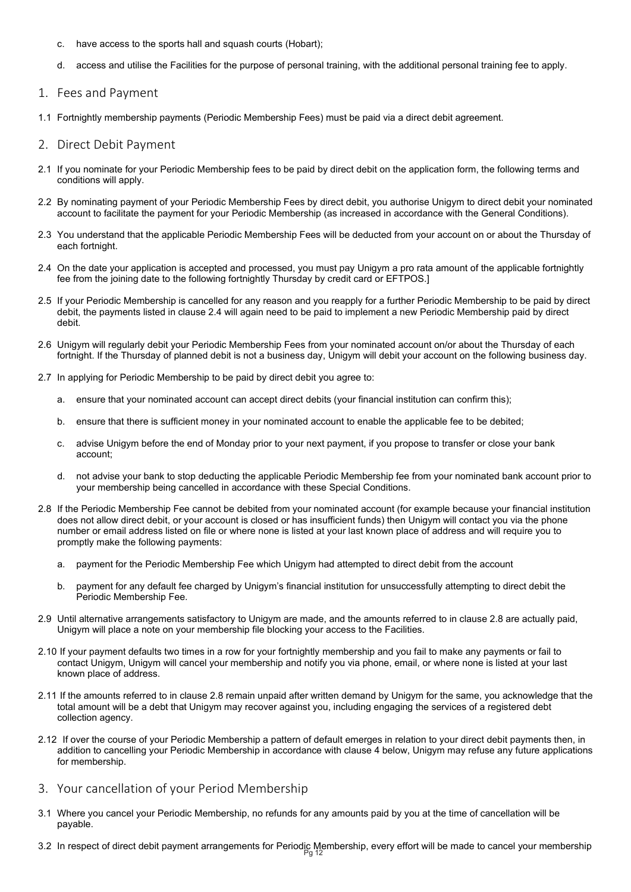c. have access to the sports hall and squash courts (Hobart);

d. access and utilise the Facilities for the purpose of personal training, with the additional personal training fee to apply.

## 1. Fees and Payment

1.1 Fortnightly membership payments (Periodic Membership Fees) must be paid via a direct debit agreement.

## 2. Direct Debit Payment

2.1 If you nominate for your Periodic Membership fees to be paid by direct debit on the application form, the following terms and conditions will apply.

2.2 By nominating payment of your Periodic Membership Fees by direct debit, you authorise Unigym to direct debit your nominated account to facilitate the payment for your Periodic Membership (as increased in accordance with the General Conditions).

2.3 You understand that the applicable Periodic Membership Fees will be deducted from your account on or about the Thursday of each fortnight.

2.4 On the date your application is accepted and processed, you must pay Unigym a pro rata amount of the applicable fortnightly fee from the joining date to the following fortnightly Thursday by credit card or EFTPOS.]

2.5 If your Periodic Membership is cancelled for any reason and you reapply for a further Periodic Membership to be paid by direct debit, the payments listed in clause 2.4 will again need to be paid to implement a new Periodic Membership paid by direct debit.

2.6 Unigym will regularly debit your Periodic Membership Fees from your nominated account on/or about the Thursday of each fortnight. If the Thursday of planned debit is not a business day, Unigym will debit your account on the following business day.

2.7 In applying for Periodic Membership to be paid by direct debit you agree to:

a. ensure that your nominated account can accept direct debits (your financial institution can confirm this);

b. ensure that there is sufficient money in your nominated account to enable the applicable fee to be debited;

c. advise Unigym before the end of Monday prior to your next payment, if you propose to transfer or close your bank account;

d. not advise your bank to stop deducting the applicable Periodic Membership fee from your nominated bank account prior to your membership being cancelled in accordance with these Special Conditions.

2.8 If the Periodic Membership Fee cannot be debited from your nominated account (for example because your financial institution does not allow direct debit, or your account is closed or has insufficient funds) then Unigym will contact you via the phone number or email address listed on file or where none is listed at your last known place of address and will require you to promptly make the following payments:

a. payment for the Periodic Membership Fee which Unigym had attempted to direct debit from the account

b. payment for any default fee charged by Unigym's financial institution for unsuccessfully attempting to direct debit the Periodic Membership Fee.

2.9 Until alternative arrangements satisfactory to Unigym are made, and the amounts referred to in clause 2.8 are actually paid, Unigym will place a note on your membership file blocking your access to the Facilities.

2.10 If your payment defaults two times in a row for your fortnightly membership and you fail to make any payments or fail to contact Unigym, Unigym will cancel your membership and notify you via phone, email, or where none is listed at your last known place of address.

2.11 If the amounts referred to in clause 2.8 remain unpaid after written demand by Unigym for the same, you acknowledge that the total amount will be a debt that Unigym may recover against you, including engaging the services of a registered debt collection agency.

2.12 If over the course of your Periodic Membership a pattern of default emerges in relation to your direct debit payments then, in addition to cancelling your Periodic Membership in accordance with clause 4 below, Unigym may refuse any future applications for membership.

## 3. Your cancellation of your Period Membership

3.1 Where you cancel your Periodic Membership, no refunds for any amounts paid by you at the time of cancellation will be payable.

3.2 In respect of direct debit payment arrangements for Periodic Membership, every effort will be made to cancel your membership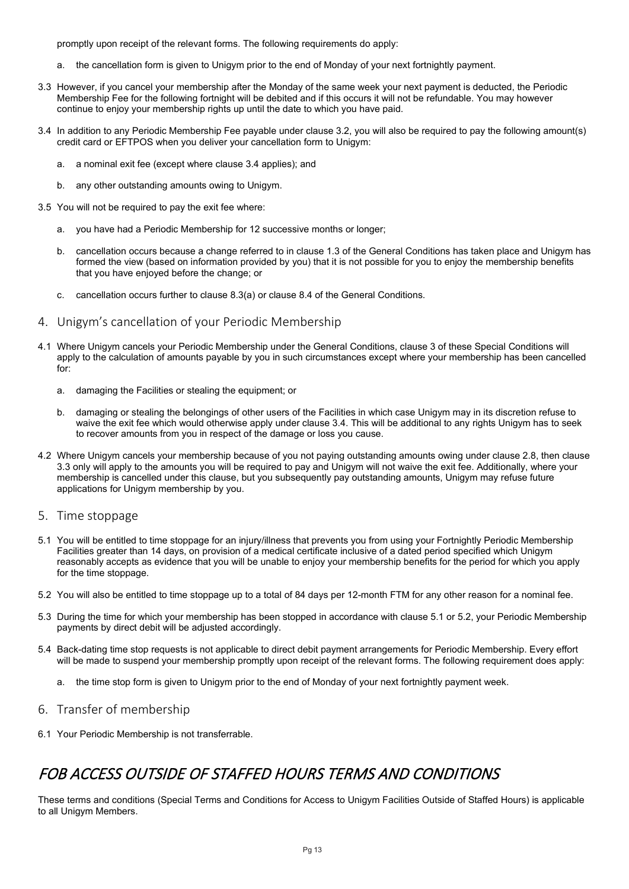promptly upon receipt of the relevant forms. The following requirements do apply:

a. the cancellation form is given to Unigym prior to the end of Monday of your next fortnightly payment.

3.3 However, if you cancel your membership after the Monday of the same week your next payment is deducted, the Periodic Membership Fee for the following fortnight will be debited and if this occurs it will not be refundable. You may however continue to enjoy your membership rights up until the date to which you have paid.

3.4 In addition to any Periodic Membership Fee payable under clause 3.2, you will also be required to pay the following amount(s) credit card or EFTPOS when you deliver your cancellation form to Unigym:

a. a nominal exit fee (except where clause 3.4 applies); and

b. any other outstanding amounts owing to Unigym.

3.5 You will not be required to pay the exit fee where:

a. you have had a Periodic Membership for 12 successive months or longer;

b. cancellation occurs because a change referred to in clause 1.3 of the General Conditions has taken place and Unigym has formed the view (based on information provided by you) that it is not possible for you to enjoy the membership benefits that you have enjoyed before the change; or

c. cancellation occurs further to clause 8.3(a) or clause 8.4 of the General Conditions.

## 4. Unigym's cancellation of your Periodic Membership

4.1 Where Unigym cancels your Periodic Membership under the General Conditions, clause 3 of these Special Conditions will apply to the calculation of amounts payable by you in such circumstances except where your membership has been cancelled for:

a. damaging the Facilities or stealing the equipment; or

b. damaging or stealing the belongings of other users of the Facilities in which case Unigym may in its discretion refuse to waive the exit fee which would otherwise apply under clause 3.4. This will be additional to any rights Unigym has to seek to recover amounts from you in respect of the damage or loss you cause.

4.2 Where Unigym cancels your membership because of you not paying outstanding amounts owing under clause 2.8, then clause 3.3 only will apply to the amounts you will be required to pay and Unigym will not waive the exit fee. Additionally, where your membership is cancelled under this clause, but you subsequently pay outstanding amounts, Unigym may refuse future applications for Unigym membership by you.

## 5. Time stoppage

5.1 You will be entitled to time stoppage for an injury/illness that prevents you from using your Fortnightly Periodic Membership Facilities greater than 14 days, on provision of a medical certificate inclusive of a dated period specified which Unigym reasonably accepts as evidence that you will be unable to enjoy your membership benefits for the period for which you apply for the time stoppage.

5.2 You will also be entitled to time stoppage up to a total of 84 days per 12-month FTM for any other reason for a nominal fee.

5.3 During the time for which your membership has been stopped in accordance with clause 5.1 or 5.2, your Periodic Membership payments by direct debit will be adjusted accordingly.

5.4 Back-dating time stop requests is not applicable to direct debit payment arrangements for Periodic Membership. Every effort will be made to suspend your membership promptly upon receipt of the relevant forms. The following requirement does apply:

a. the time stop form is given to Unigym prior to the end of Monday of your next fortnightly payment week.

## 6. Transfer of membership

6.1 Your Periodic Membership is not transferrable.

# *FOB ACCESS OUTSIDE OF STAFFED HOURS TERMS AND CONDITIONS*

These terms and conditions (Special Terms and Conditions for Access to Unigym Facilities Outside of Staffed Hours) is applicable to all Unigym Members.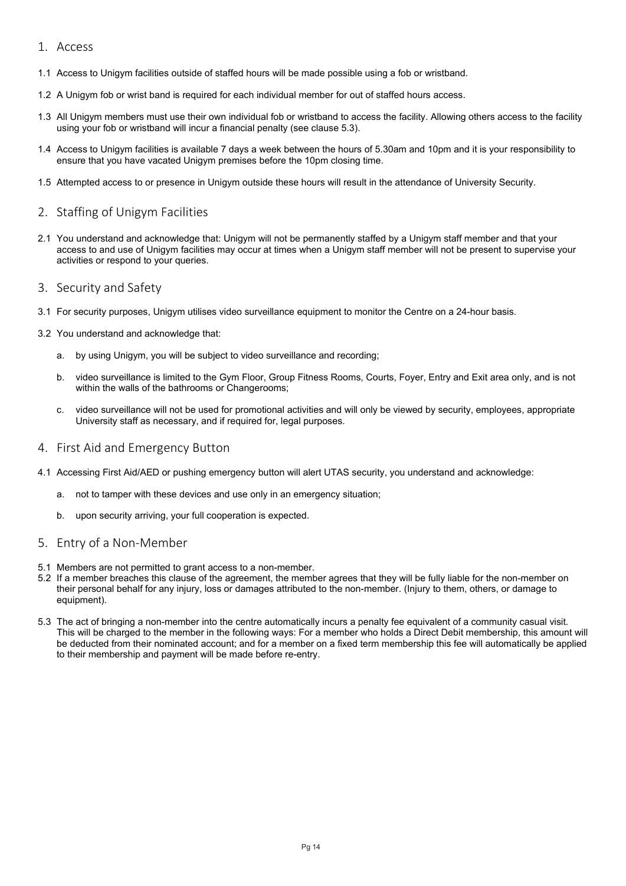## 1. Access

1.1 Access to Unigym facilities outside of staffed hours will be made possible using a fob or wristband.

1.2 A Unigym fob or wrist band is required for each individual member for out of staffed hours access.

1.3 All Unigym members must use their own individual fob or wristband to access the facility. Allowing others access to the facility using your fob or wristband will incur a financial penalty (see clause 5.3).

1.4 Access to Unigym facilities is available 7 days a week between the hours of 5.30am and 10pm and it is your responsibility to ensure that you have vacated Unigym premises before the 10pm closing time.

1.5 Attempted access to or presence in Unigym outside these hours will result in the attendance of University Security.

## 2. Staffing of Unigym Facilities

2.1 You understand and acknowledge that: Unigym will not be permanently staffed by a Unigym staff member and that your access to and use of Unigym facilities may occur at times when a Unigym staff member will not be present to supervise your activities or respond to your queries.

## 3. Security and Safety

3.1 For security purposes, Unigym utilises video surveillance equipment to monitor the Centre on a 24-hour basis.

3.2 You understand and acknowledge that:

a. by using Unigym, you will be subject to video surveillance and recording;

b. video surveillance is limited to the Gym Floor, Group Fitness Rooms, Courts, Foyer, Entry and Exit area only, and is not within the walls of the bathrooms or Changerooms;

c. video surveillance will not be used for promotional activities and will only be viewed by security, employees, appropriate University staff as necessary, and if required for, legal purposes.

## 4. First Aid and Emergency Button

4.1 Accessing First Aid/AED or pushing emergency button will alert UTAS security, you understand and acknowledge:

a. not to tamper with these devices and use only in an emergency situation;

b. upon security arriving, your full cooperation is expected.

## 5. Entry of a Non-Member

5.1 Members are not permitted to grant access to a non-member.

5.2 If a member breaches this clause of the agreement, the member agrees that they will be fully liable for the non-member on their personal behalf for any injury, loss or damages attributed to the non-member. (Injury to them, others, or damage to equipment).

5.3 The act of bringing a non-member into the centre automatically incurs a penalty fee equivalent of a community casual visit. This will be charged to the member in the following ways: For a member who holds a Direct Debit membership, this amount will be deducted from their nominated account; and for a member on a fixed term membership this fee will automatically be applied to their membership and payment will be made before re-entry.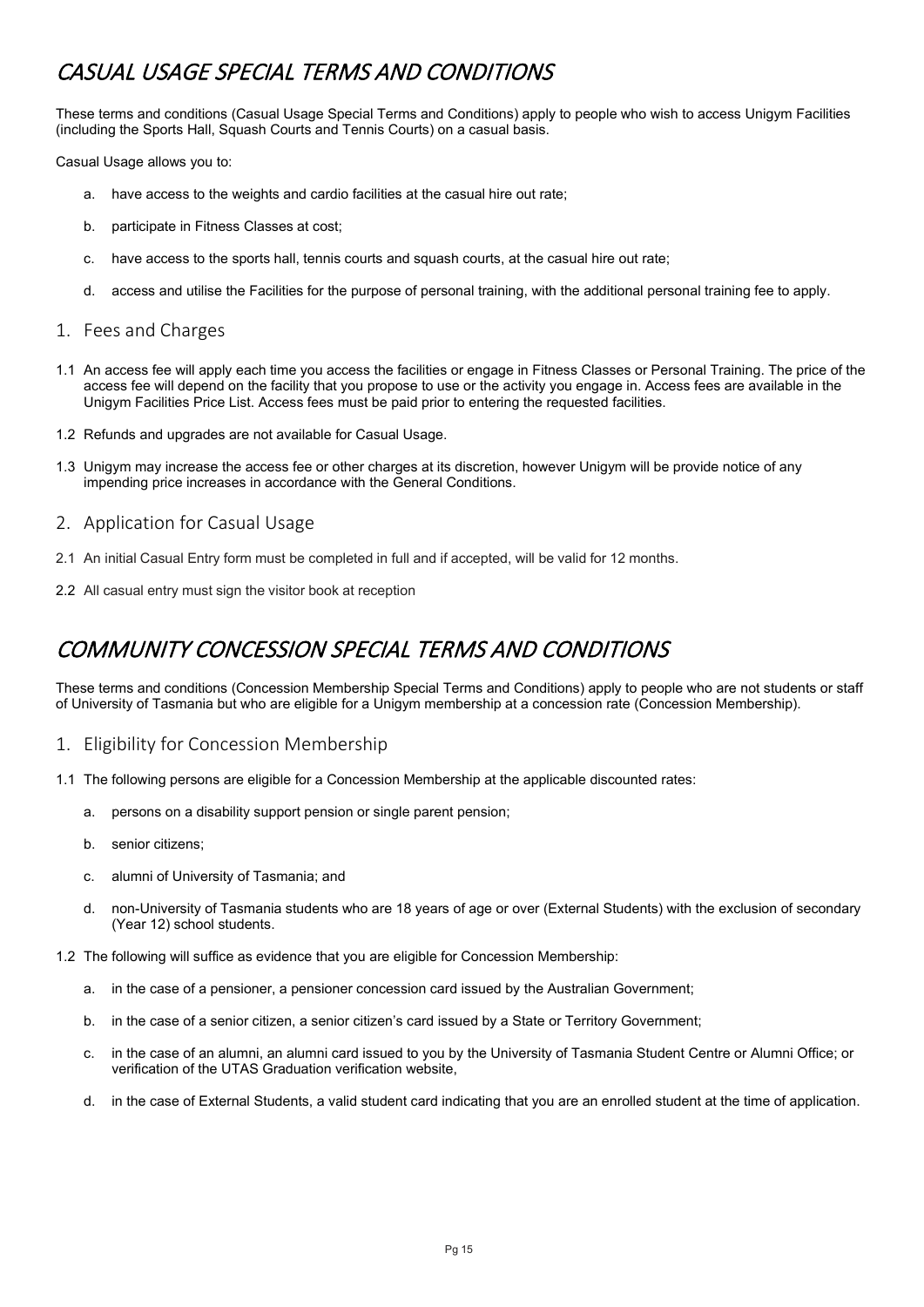# CASUAL USAGE SPECIAL TERMS AND CONDITIONS

These terms and conditions (Casual Usage Special Terms and Conditions) apply to people who wish to access Unigym Facilities (including the Sports Hall, Squash Courts and Tennis Courts) on a casual basis.

Casual Usage allows you to:

a. have access to the weights and cardio facilities at the casual hire out rate;

b. participate in Fitness Classes at cost;

c. have access to the sports hall, tennis courts and squash courts, at the casual hire out rate;

d. access and utilise the Facilities for the purpose of personal training, with the additional personal training fee to apply.

## 1. Fees and Charges

1.1 An access fee will apply each time you access the facilities or engage in Fitness Classes or Personal Training. The price of the access fee will depend on the facility that you propose to use or the activity you engage in. Access fees are available in the Unigym Facilities Price List. Access fees must be paid prior to entering the requested facilities.

1.2 Refunds and upgrades are not available for Casual Usage.

1.3 Unigym may increase the access fee or other charges at its discretion, however Unigym will be provide notice of any impending price increases in accordance with the General Conditions.

## 2. Application for Casual Usage

2.1 An initial Casual Entry form must be completed in full and if accepted, will be valid for 12 months.

2.2 All casual entry must sign the visitor book at reception

# COMMUNITY CONCESSION SPECIAL TERMS AND CONDITIONS

These terms and conditions (Concession Membership Special Terms and Conditions) apply to people who are not students or staff of University of Tasmania but who are eligible for a Unigym membership at a concession rate (Concession Membership).

## 1. Eligibility for Concession Membership

1.1 The following persons are eligible for a Concession Membership at the applicable discounted rates:

a. persons on a disability support pension or single parent pension;

b. senior citizens;

c. alumni of University of Tasmania; and

d. non-University of Tasmania students who are 18 years of age or over (External Students) with the exclusion of secondary (Year 12) school students.

1.2 The following will suffice as evidence that you are eligible for Concession Membership:

a. in the case of a pensioner, a pensioner concession card issued by the Australian Government;

b. in the case of a senior citizen, a senior citizen's card issued by a State or Territory Government;

c. in the case of an alumni, an alumni card issued to you by the University of Tasmania Student Centre or Alumni Office; or verification of the UTAS Graduation verification website,

d. in the case of External Students, a valid student card indicating that you are an enrolled student at the time of application.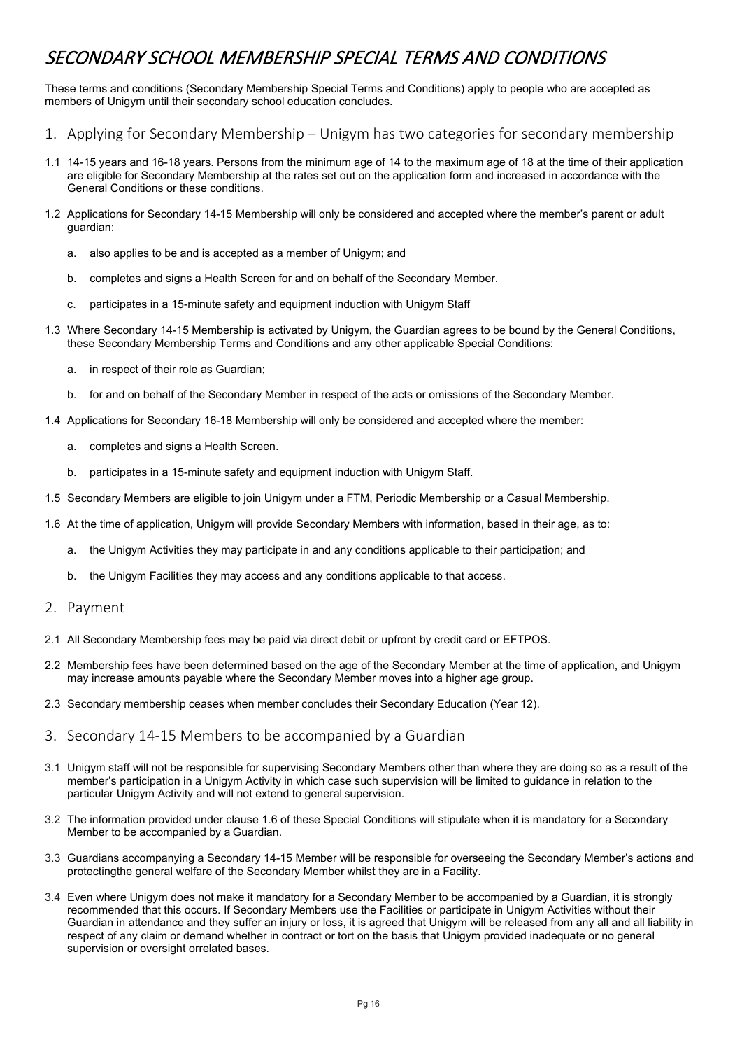# *SECONDARY SCHOOL MEMBERSHIP SPECIAL TERMS AND CONDITIONS*

These terms and conditions (Secondary Membership Special Terms and Conditions) apply to people who are accepted as members of Unigym until their secondary school education concludes.

## 1. Applying for Secondary Membership – Unigym has two categories for secondary membership

1.1 14-15 years and 16-18 years. Persons from the minimum age of 14 to the maximum age of 18 at the time of their application are eligible for Secondary Membership at the rates set out on the application form and increased in accordance with the General Conditions or these conditions.

1.2 Applications for Secondary 14-15 Membership will only be considered and accepted where the member's parent or adult guardian:

   a. also applies to be and is accepted as a member of Unigym; and

   b. completes and signs a Health Screen for and on behalf of the Secondary Member.

   c. participates in a 15-minute safety and equipment induction with Unigym Staff

1.3 Where Secondary 14-15 Membership is activated by Unigym, the Guardian agrees to be bound by the General Conditions, these Secondary Membership Terms and Conditions and any other applicable Special Conditions:

   a. in respect of their role as Guardian;

   b. for and on behalf of the Secondary Member in respect of the acts or omissions of the Secondary Member.

1.4 Applications for Secondary 16-18 Membership will only be considered and accepted where the member:

   a. completes and signs a Health Screen.

   b. participates in a 15-minute safety and equipment induction with Unigym Staff.

1.5 Secondary Members are eligible to join Unigym under a FTM, Periodic Membership or a Casual Membership.

1.6 At the time of application, Unigym will provide Secondary Members with information, based in their age, as to:

   a. the Unigym Activities they may participate in and any conditions applicable to their participation; and

   b. the Unigym Facilities they may access and any conditions applicable to that access.

## 2. Payment

2.1 All Secondary Membership fees may be paid via direct debit or upfront by credit card or EFTPOS.

2.2 Membership fees have been determined based on the age of the Secondary Member at the time of application, and Unigym may increase amounts payable where the Secondary Member moves into a higher age group.

2.3 Secondary membership ceases when member concludes their Secondary Education (Year 12).

## 3. Secondary 14-15 Members to be accompanied by a Guardian

3.1 Unigym staff will not be responsible for supervising Secondary Members other than where they are doing so as a result of the member's participation in a Unigym Activity in which case such supervision will be limited to guidance in relation to the particular Unigym Activity and will not extend to general supervision.

3.2 The information provided under clause 1.6 of these Special Conditions will stipulate when it is mandatory for a Secondary Member to be accompanied by a Guardian.

3.3 Guardians accompanying a Secondary 14-15 Member will be responsible for overseeing the Secondary Member's actions and protectingthe general welfare of the Secondary Member whilst they are in a Facility.

3.4 Even where Unigym does not make it mandatory for a Secondary Member to be accompanied by a Guardian, it is strongly recommended that this occurs. If Secondary Members use the Facilities or participate in Unigym Activities without their Guardian in attendance and they suffer an injury or loss, it is agreed that Unigym will be released from any all and all liability in respect of any claim or demand whether in contract or tort on the basis that Unigym provided inadequate or no general supervision or oversight orrelated bases.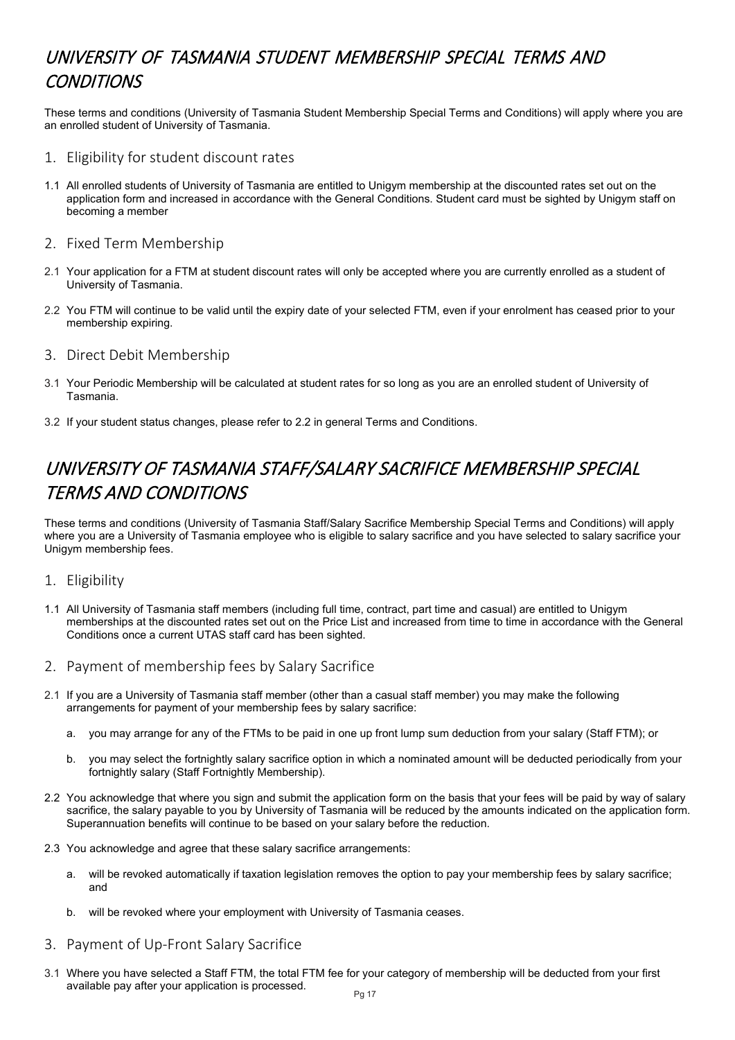# *UNIVERSITY OF TASMANIA STUDENT MEMBERSHIP SPECIAL TERMS AND CONDITIONS*

These terms and conditions (University of Tasmania Student Membership Special Terms and Conditions) will apply where you are an enrolled student of University of Tasmania.

## 1. Eligibility for student discount rates

1.1 All enrolled students of University of Tasmania are entitled to Unigym membership at the discounted rates set out on the application form and increased in accordance with the General Conditions. Student card must be sighted by Unigym staff on becoming a member

## 2. Fixed Term Membership

2.1 Your application for a FTM at student discount rates will only be accepted where you are currently enrolled as a student of University of Tasmania.

2.2 You FTM will continue to be valid until the expiry date of your selected FTM, even if your enrolment has ceased prior to your membership expiring.

## 3. Direct Debit Membership

3.1 Your Periodic Membership will be calculated at student rates for so long as you are an enrolled student of University of Tasmania.

3.2 If your student status changes, please refer to 2.2 in general Terms and Conditions.

# *UNIVERSITY OF TASMANIA STAFF/SALARY SACRIFICE MEMBERSHIP SPECIAL TERMS AND CONDITIONS*

These terms and conditions (University of Tasmania Staff/Salary Sacrifice Membership Special Terms and Conditions) will apply where you are a University of Tasmania employee who is eligible to salary sacrifice and you have selected to salary sacrifice your Unigym membership fees.

## 1. Eligibility

1.1 All University of Tasmania staff members (including full time, contract, part time and casual) are entitled to Unigym memberships at the discounted rates set out on the Price List and increased from time to time in accordance with the General Conditions once a current UTAS staff card has been sighted.

## 2. Payment of membership fees by Salary Sacrifice

2.1 If you are a University of Tasmania staff member (other than a casual staff member) you may make the following arrangements for payment of your membership fees by salary sacrifice:

a. you may arrange for any of the FTMs to be paid in one up front lump sum deduction from your salary (Staff FTM); or

b. you may select the fortnightly salary sacrifice option in which a nominated amount will be deducted periodically from your fortnightly salary (Staff Fortnightly Membership).

2.2 You acknowledge that where you sign and submit the application form on the basis that your fees will be paid by way of salary sacrifice, the salary payable to you by University of Tasmania will be reduced by the amounts indicated on the application form. Superannuation benefits will continue to be based on your salary before the reduction.

2.3 You acknowledge and agree that these salary sacrifice arrangements:

a. will be revoked automatically if taxation legislation removes the option to pay your membership fees by salary sacrifice; and

b. will be revoked where your employment with University of Tasmania ceases.

## 3. Payment of Up-Front Salary Sacrifice

3.1 Where you have selected a Staff FTM, the total FTM fee for your category of membership will be deducted from your first available pay after your application is processed.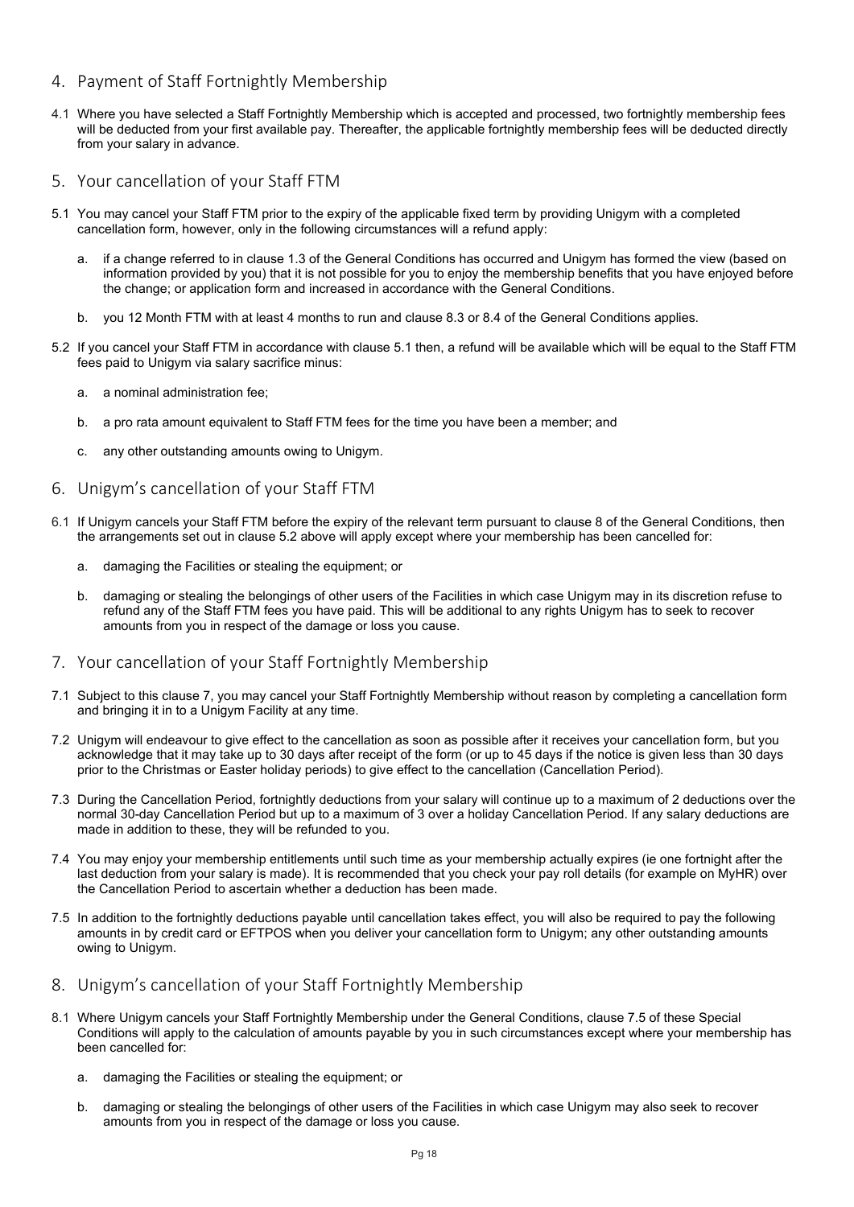## 4. Payment of Staff Fortnightly Membership

4.1 Where you have selected a Staff Fortnightly Membership which is accepted and processed, two fortnightly membership fees will be deducted from your first available pay. Thereafter, the applicable fortnightly membership fees will be deducted directly from your salary in advance.

## 5. Your cancellation of your Staff FTM

5.1 You may cancel your Staff FTM prior to the expiry of the applicable fixed term by providing Unigym with a completed cancellation form, however, only in the following circumstances will a refund apply:

a. if a change referred to in clause 1.3 of the General Conditions has occurred and Unigym has formed the view (based on information provided by you) that it is not possible for you to enjoy the membership benefits that you have enjoyed before the change; or application form and increased in accordance with the General Conditions.

b. you 12 Month FTM with at least 4 months to run and clause 8.3 or 8.4 of the General Conditions applies.

5.2 If you cancel your Staff FTM in accordance with clause 5.1 then, a refund will be available which will be equal to the Staff FTM fees paid to Unigym via salary sacrifice minus:

a. a nominal administration fee;

b. a pro rata amount equivalent to Staff FTM fees for the time you have been a member; and

c. any other outstanding amounts owing to Unigym.

## 6. Unigym's cancellation of your Staff FTM

6.1 If Unigym cancels your Staff FTM before the expiry of the relevant term pursuant to clause 8 of the General Conditions, then the arrangements set out in clause 5.2 above will apply except where your membership has been cancelled for:

a. damaging the Facilities or stealing the equipment; or

b. damaging or stealing the belongings of other users of the Facilities in which case Unigym may in its discretion refuse to refund any of the Staff FTM fees you have paid. This will be additional to any rights Unigym has to seek to recover amounts from you in respect of the damage or loss you cause.

## 7. Your cancellation of your Staff Fortnightly Membership

7.1 Subject to this clause 7, you may cancel your Staff Fortnightly Membership without reason by completing a cancellation form and bringing it in to a Unigym Facility at any time.

7.2 Unigym will endeavour to give effect to the cancellation as soon as possible after it receives your cancellation form, but you acknowledge that it may take up to 30 days after receipt of the form (or up to 45 days if the notice is given less than 30 days prior to the Christmas or Easter holiday periods) to give effect to the cancellation (Cancellation Period).

7.3 During the Cancellation Period, fortnightly deductions from your salary will continue up to a maximum of 2 deductions over the normal 30-day Cancellation Period but up to a maximum of 3 over a holiday Cancellation Period. If any salary deductions are made in addition to these, they will be refunded to you.

7.4 You may enjoy your membership entitlements until such time as your membership actually expires (ie one fortnight after the last deduction from your salary is made). It is recommended that you check your pay roll details (for example on MyHR) over the Cancellation Period to ascertain whether a deduction has been made.

7.5 In addition to the fortnightly deductions payable until cancellation takes effect, you will also be required to pay the following amounts in by credit card or EFTPOS when you deliver your cancellation form to Unigym; any other outstanding amounts owing to Unigym.

## 8. Unigym's cancellation of your Staff Fortnightly Membership

8.1 Where Unigym cancels your Staff Fortnightly Membership under the General Conditions, clause 7.5 of these Special Conditions will apply to the calculation of amounts payable by you in such circumstances except where your membership has been cancelled for:

a. damaging the Facilities or stealing the equipment; or

b. damaging or stealing the belongings of other users of the Facilities in which case Unigym may also seek to recover amounts from you in respect of the damage or loss you cause.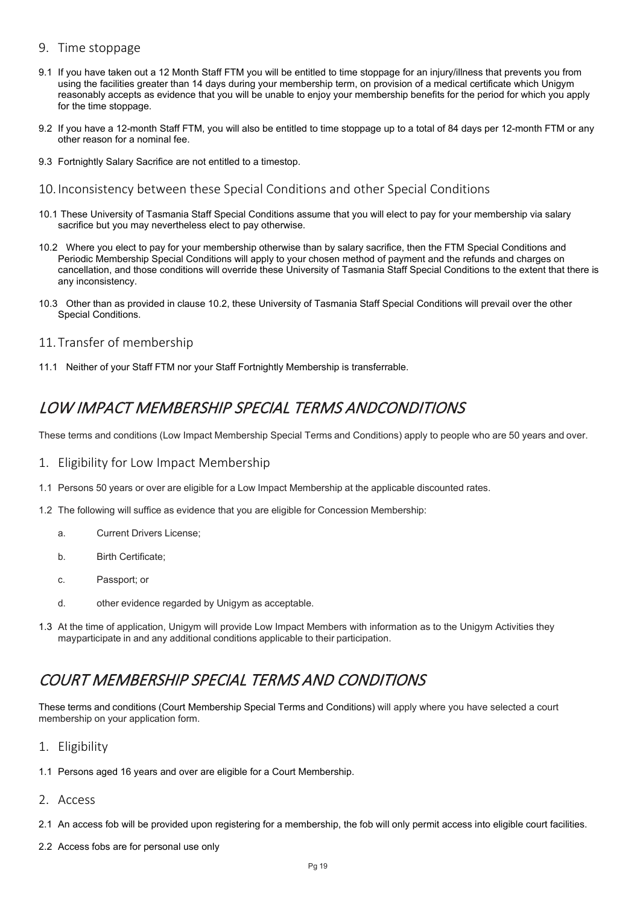## 9. Time stoppage

9.1 If you have taken out a 12 Month Staff FTM you will be entitled to time stoppage for an injury/illness that prevents you from using the facilities greater than 14 days during your membership term, on provision of a medical certificate which Unigym reasonably accepts as evidence that you will be unable to enjoy your membership benefits for the period for which you apply for the time stoppage.

9.2 If you have a 12-month Staff FTM, you will also be entitled to time stoppage up to a total of 84 days per 12-month FTM or any other reason for a nominal fee.

9.3 Fortnightly Salary Sacrifice are not entitled to a timestop.

## 10. Inconsistency between these Special Conditions and other Special Conditions

10.1 These University of Tasmania Staff Special Conditions assume that you will elect to pay for your membership via salary sacrifice but you may nevertheless elect to pay otherwise.

10.2 Where you elect to pay for your membership otherwise than by salary sacrifice, then the FTM Special Conditions and Periodic Membership Special Conditions will apply to your chosen method of payment and the refunds and charges on cancellation, and those conditions will override these University of Tasmania Staff Special Conditions to the extent that there is any inconsistency.

10.3 Other than as provided in clause 10.2, these University of Tasmania Staff Special Conditions will prevail over the other Special Conditions.

## 11. Transfer of membership

11.1 Neither of your Staff FTM nor your Staff Fortnightly Membership is transferrable.

# *LOW IMPACT MEMBERSHIP SPECIAL TERMS ANDCONDITIONS*

These terms and conditions (Low Impact Membership Special Terms and Conditions) apply to people who are 50 years and over.

## 1. Eligibility for Low Impact Membership

1.1 Persons 50 years or over are eligible for a Low Impact Membership at the applicable discounted rates.

1.2 The following will suffice as evidence that you are eligible for Concession Membership:

a. Current Drivers License;

b. Birth Certificate;

c. Passport; or

d. other evidence regarded by Unigym as acceptable.

1.3 At the time of application, Unigym will provide Low Impact Members with information as to the Unigym Activities they mayparticipate in and any additional conditions applicable to their participation.

# *COURT MEMBERSHIP SPECIAL TERMS AND CONDITIONS*

These terms and conditions (Court Membership Special Terms and Conditions) will apply where you have selected a court membership on your application form.

## 1. Eligibility

1.1 Persons aged 16 years and over are eligible for a Court Membership.

## 2. Access

2.1 An access fob will be provided upon registering for a membership, the fob will only permit access into eligible court facilities.

2.2 Access fobs are for personal use only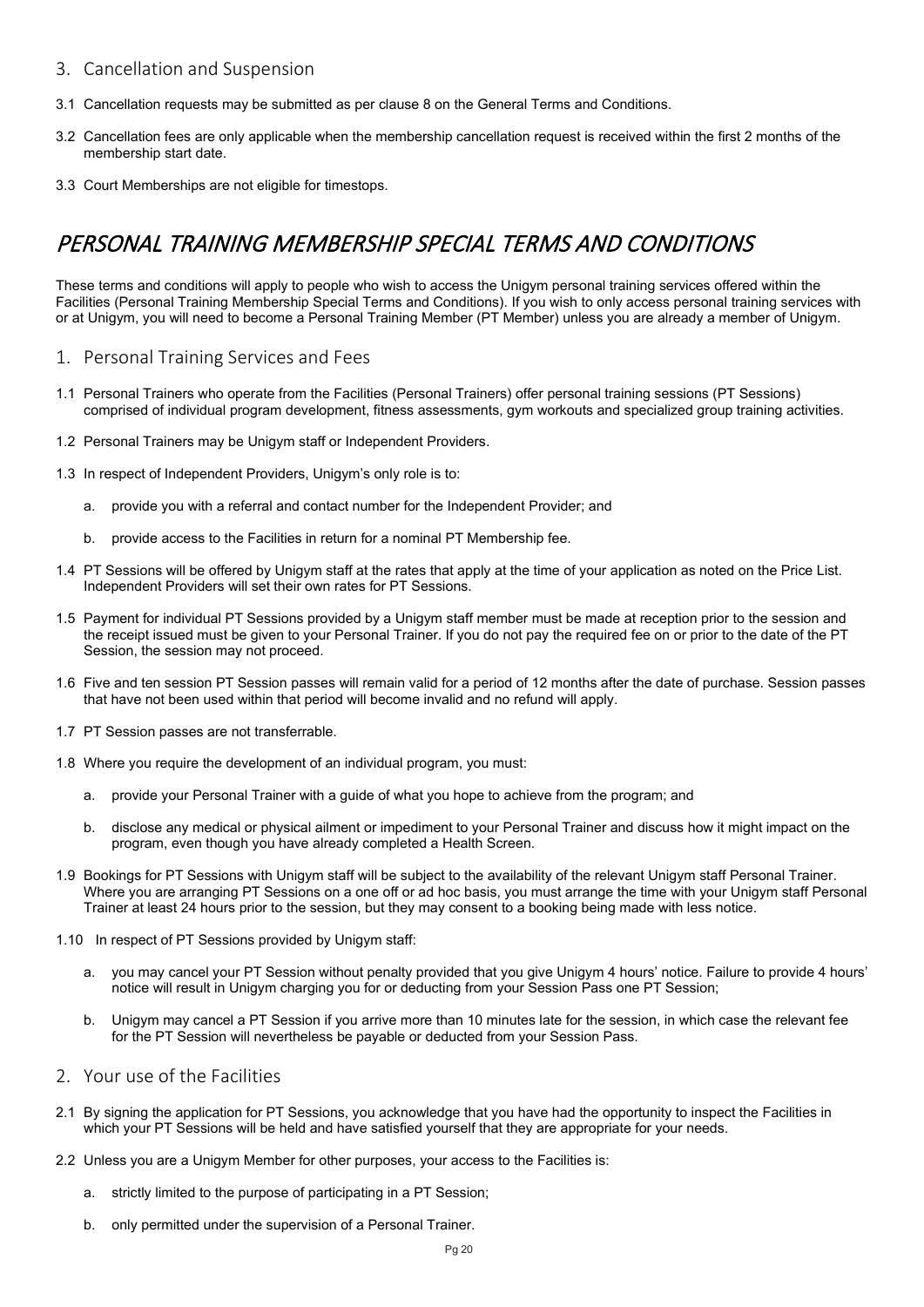## 3. Cancellation and Suspension

3.1 Cancellation requests may be submitted as per clause 8 on the General Terms and Conditions.

3.2 Cancellation fees are only applicable when the membership cancellation request is received within the first 2 months of the membership start date.

3.3 Court Memberships are not eligible for timestops.

# *PERSONAL TRAINING MEMBERSHIP SPECIAL TERMS AND CONDITIONS*

These terms and conditions will apply to people who wish to access the Unigym personal training services offered within the Facilities (Personal Training Membership Special Terms and Conditions). If you wish to only access personal training services with or at Unigym, you will need to become a Personal Training Member (PT Member) unless you are already a member of Unigym.

## 1. Personal Training Services and Fees

1.1 Personal Trainers who operate from the Facilities (Personal Trainers) offer personal training sessions (PT Sessions) comprised of individual program development, fitness assessments, gym workouts and specialized group training activities.

1.2 Personal Trainers may be Unigym staff or Independent Providers.

1.3 In respect of Independent Providers, Unigym's only role is to:

a. provide you with a referral and contact number for the Independent Provider; and

b. provide access to the Facilities in return for a nominal PT Membership fee.

1.4 PT Sessions will be offered by Unigym staff at the rates that apply at the time of your application as noted on the Price List. Independent Providers will set their own rates for PT Sessions.

1.5 Payment for individual PT Sessions provided by a Unigym staff member must be made at reception prior to the session and the receipt issued must be given to your Personal Trainer. If you do not pay the required fee on or prior to the date of the PT Session, the session may not proceed.

1.6 Five and ten session PT Session passes will remain valid for a period of 12 months after the date of purchase. Session passes that have not been used within that period will become invalid and no refund will apply.

1.7 PT Session passes are not transferrable.

1.8 Where you require the development of an individual program, you must:

a. provide your Personal Trainer with a guide of what you hope to achieve from the program; and

b. disclose any medical or physical ailment or impediment to your Personal Trainer and discuss how it might impact on the program, even though you have already completed a Health Screen.

1.9 Bookings for PT Sessions with Unigym staff will be subject to the availability of the relevant Unigym staff Personal Trainer. Where you are arranging PT Sessions on a one off or ad hoc basis, you must arrange the time with your Unigym staff Personal Trainer at least 24 hours prior to the session, but they may consent to a booking being made with less notice.

1.10 In respect of PT Sessions provided by Unigym staff:

a. you may cancel your PT Session without penalty provided that you give Unigym 4 hours' notice. Failure to provide 4 hours' notice will result in Unigym charging you for or deducting from your Session Pass one PT Session;

b. Unigym may cancel a PT Session if you arrive more than 10 minutes late for the session, in which case the relevant fee for the PT Session will nevertheless be payable or deducted from your Session Pass.

## 2. Your use of the Facilities

2.1 By signing the application for PT Sessions, you acknowledge that you have had the opportunity to inspect the Facilities in which your PT Sessions will be held and have satisfied yourself that they are appropriate for your needs.

2.2 Unless you are a Unigym Member for other purposes, your access to the Facilities is:

a. strictly limited to the purpose of participating in a PT Session;

b. only permitted under the supervision of a Personal Trainer.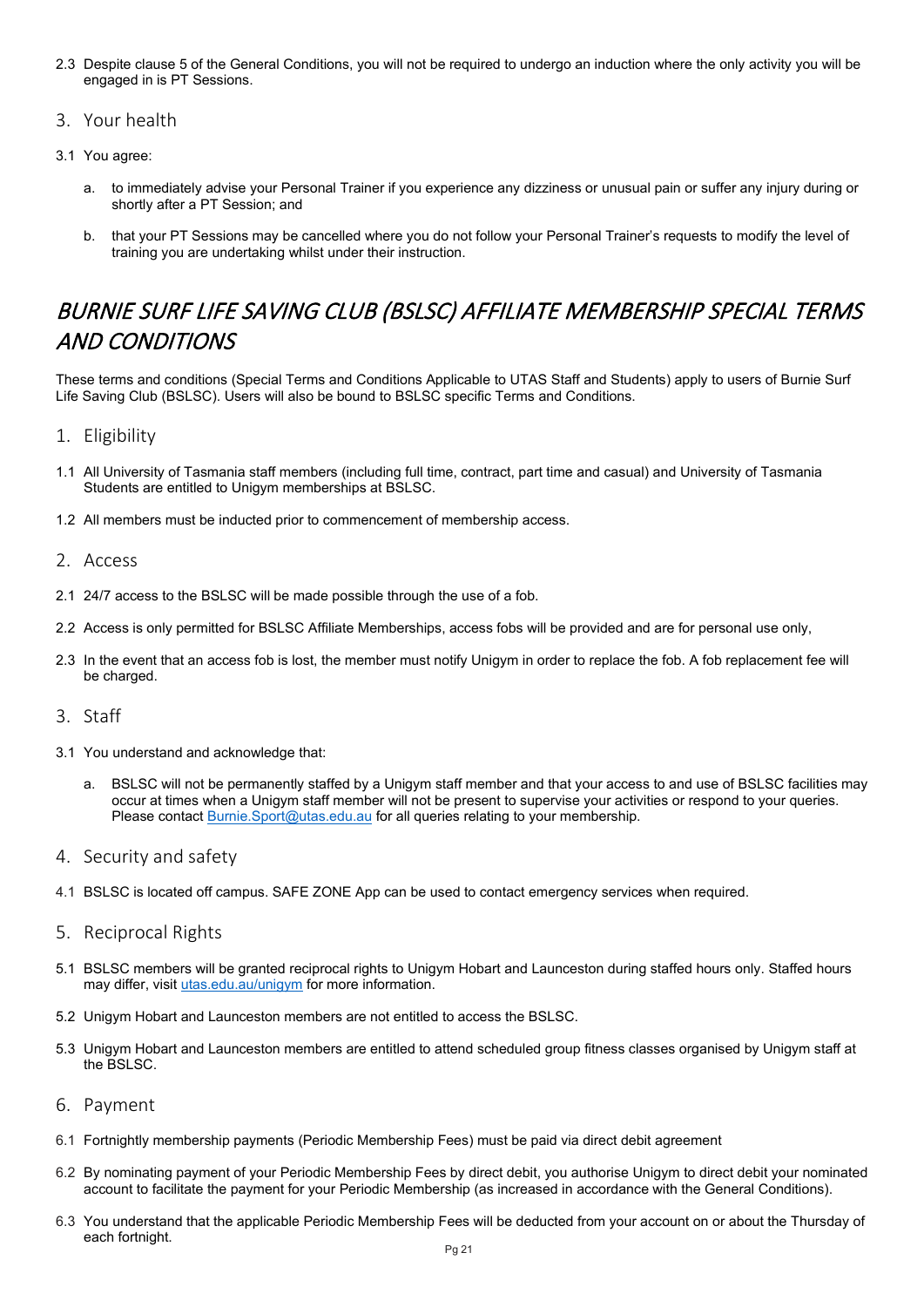2.3 Despite clause 5 of the General Conditions, you will not be required to undergo an induction where the only activity you will be engaged in is PT Sessions.

## 3. Your health

3.1 You agree:

a. to immediately advise your Personal Trainer if you experience any dizziness or unusual pain or suffer any injury during or shortly after a PT Session; and

b. that your PT Sessions may be cancelled where you do not follow your Personal Trainer's requests to modify the level of training you are undertaking whilst under their instruction.

# *BURNIE SURF LIFE SAVING CLUB (BSLSC) AFFILIATE MEMBERSHIP SPECIAL TERMS AND CONDITIONS*

These terms and conditions (Special Terms and Conditions Applicable to UTAS Staff and Students) apply to users of Burnie Surf Life Saving Club (BSLSC). Users will also be bound to BSLSC specific Terms and Conditions.

## 1. Eligibility

1.1 All University of Tasmania staff members (including full time, contract, part time and casual) and University of Tasmania Students are entitled to Unigym memberships at BSLSC.

1.2 All members must be inducted prior to commencement of membership access.

## 2. Access

2.1 24/7 access to the BSLSC will be made possible through the use of a fob.

2.2 Access is only permitted for BSLSC Affiliate Memberships, access fobs will be provided and are for personal use only,

2.3 In the event that an access fob is lost, the member must notify Unigym in order to replace the fob. A fob replacement fee will be charged.

## 3. Staff

3.1 You understand and acknowledge that:

a. BSLSC will not be permanently staffed by a Unigym staff member and that your access to and use of BSLSC facilities may occur at times when a Unigym staff member will not be present to supervise your activities or respond to your queries. Please contact Burnie.Sport@utas.edu.au for all queries relating to your membership.

## 4. Security and safety

4.1 BSLSC is located off campus. SAFE ZONE App can be used to contact emergency services when required.

## 5. Reciprocal Rights

5.1 BSLSC members will be granted reciprocal rights to Unigym Hobart and Launceston during staffed hours only. Staffed hours may differ, visit utas.edu.au/unigym for more information.

5.2 Unigym Hobart and Launceston members are not entitled to access the BSLSC.

5.3 Unigym Hobart and Launceston members are entitled to attend scheduled group fitness classes organised by Unigym staff at the BSLSC.

## 6. Payment

6.1 Fortnightly membership payments (Periodic Membership Fees) must be paid via direct debit agreement

6.2 By nominating payment of your Periodic Membership Fees by direct debit, you authorise Unigym to direct debit your nominated account to facilitate the payment for your Periodic Membership (as increased in accordance with the General Conditions).

6.3 You understand that the applicable Periodic Membership Fees will be deducted from your account on or about the Thursday of each fortnight.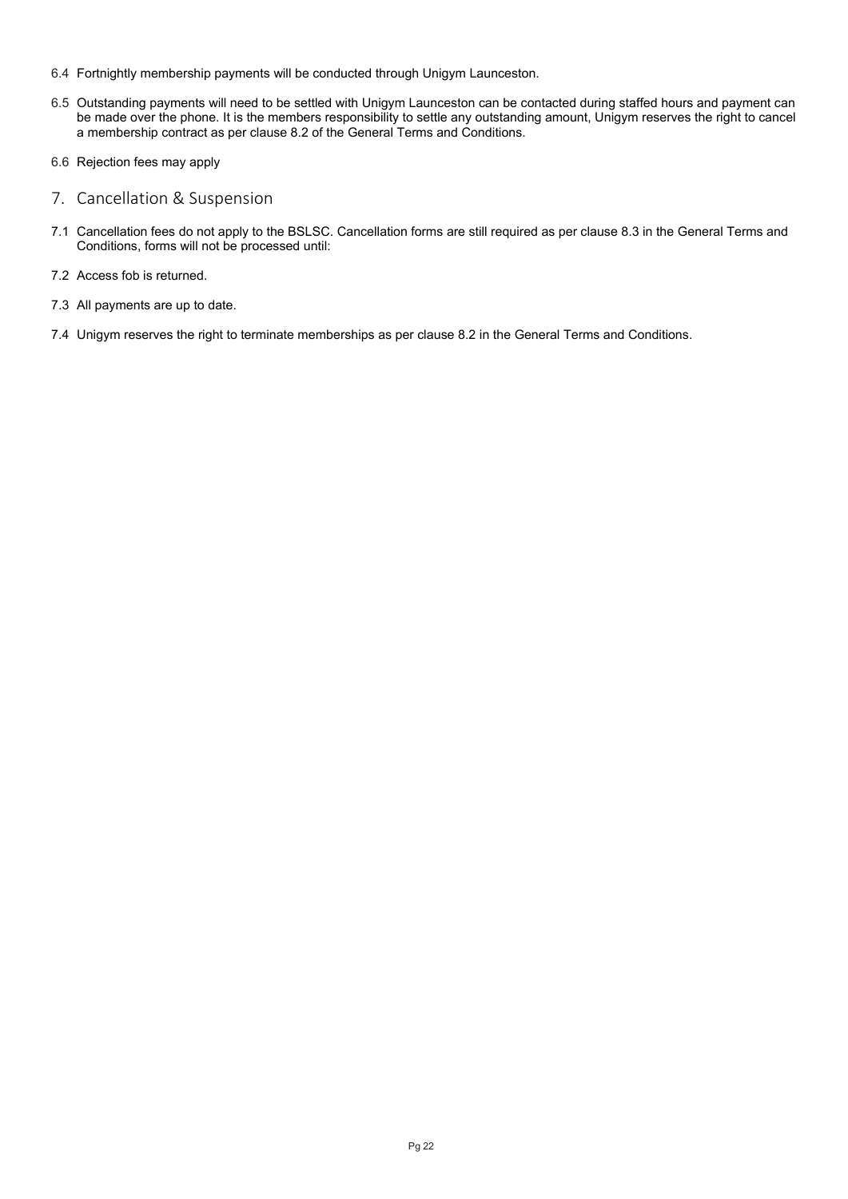6.4 Fortnightly membership payments will be conducted through Unigym Launceston.

6.5 Outstanding payments will need to be settled with Unigym Launceston can be contacted during staffed hours and payment can be made over the phone. It is the members responsibility to settle any outstanding amount, Unigym reserves the right to cancel a membership contract as per clause 8.2 of the General Terms and Conditions.

6.6 Rejection fees may apply

## 7. Cancellation & Suspension

7.1 Cancellation fees do not apply to the BSLSC. Cancellation forms are still required as per clause 8.3 in the General Terms and Conditions, forms will not be processed until:

7.2 Access fob is returned.

7.3 All payments are up to date.

7.4 Unigym reserves the right to terminate memberships as per clause 8.2 in the General Terms and Conditions.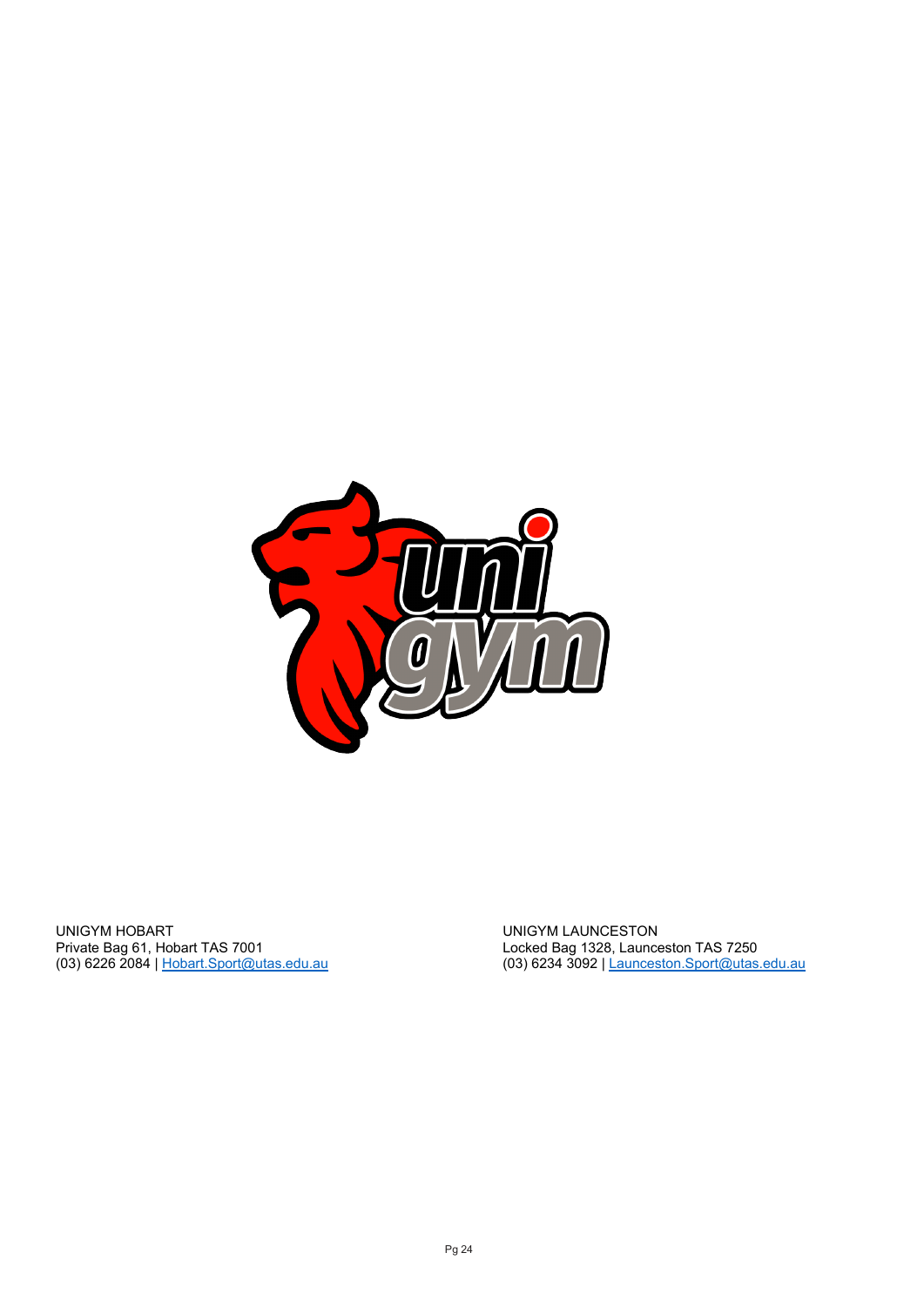UNIGYM HOBART
Private Bag 61, Hobart TAS 7001
(03) 6226 2084 | Hobart.Sport@utas.edu.au

UNIGYM LAUNCESTON
Locked Bag 1328, Launceston TAS 7250
(03) 6234 3092 | Launceston.Sport@utas.edu.au